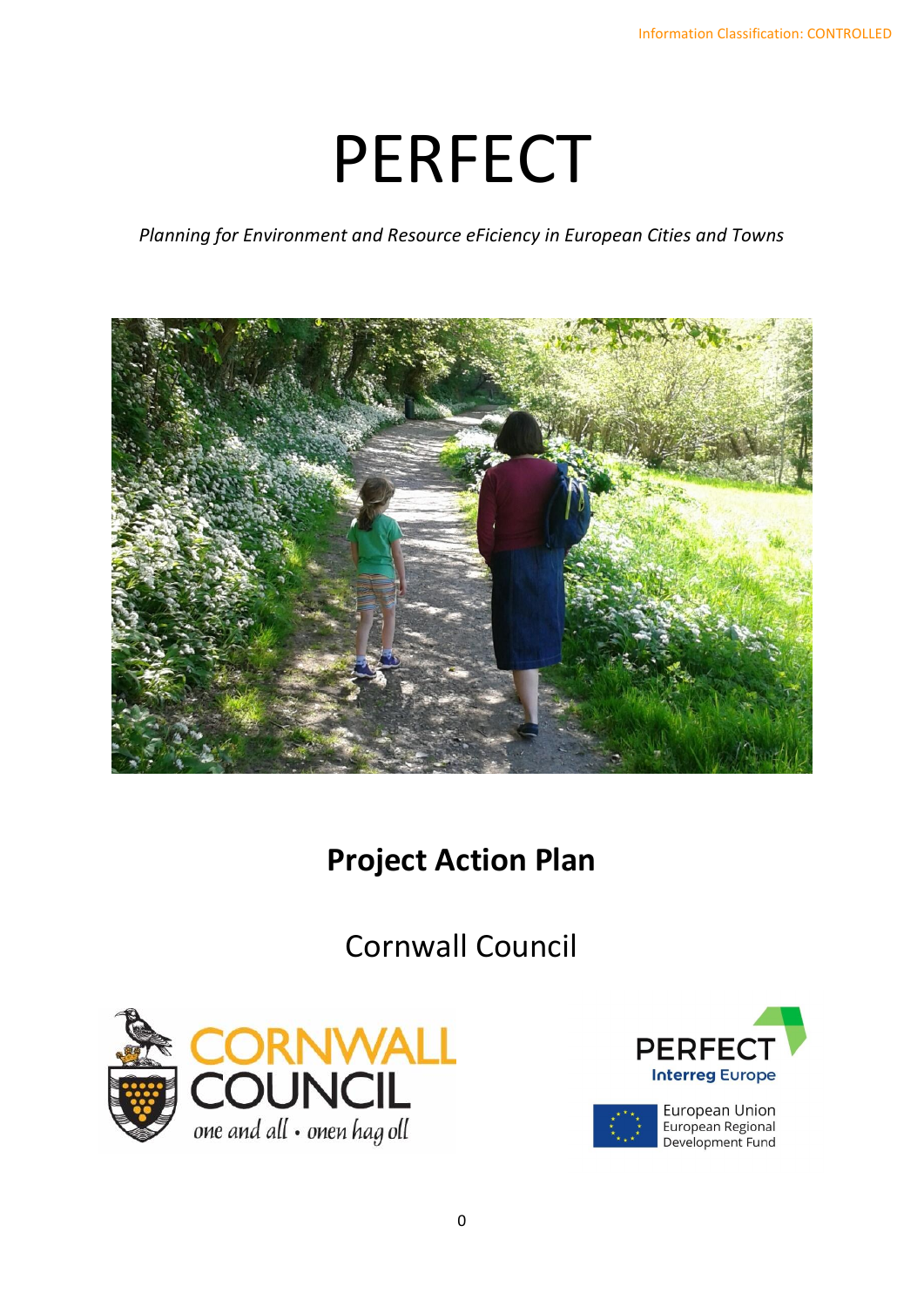Information Classification: CONTROLLED

# PERFECT

*Planning for Environment and Resource eFiciency in European Cities and Towns*

## Project Action Plan

Cornwall Council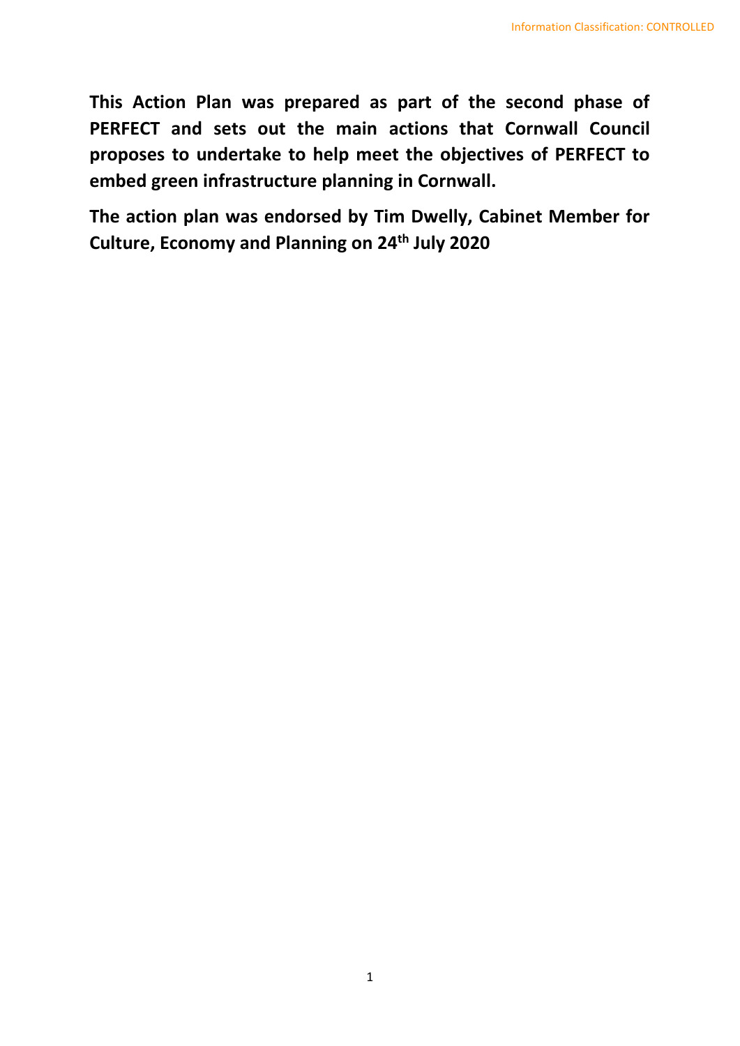**This Action Plan was prepared as part of the second phase of PERFECT and sets out the main actions that Cornwall Council proposes to undertake to help meet the objectives of PERFECT to embed green infrastructure planning in Cornwall.**

**The action plan was endorsed by Tim Dwelly, Cabinet Member for Culture, Economy and Planning on 24th July 2020**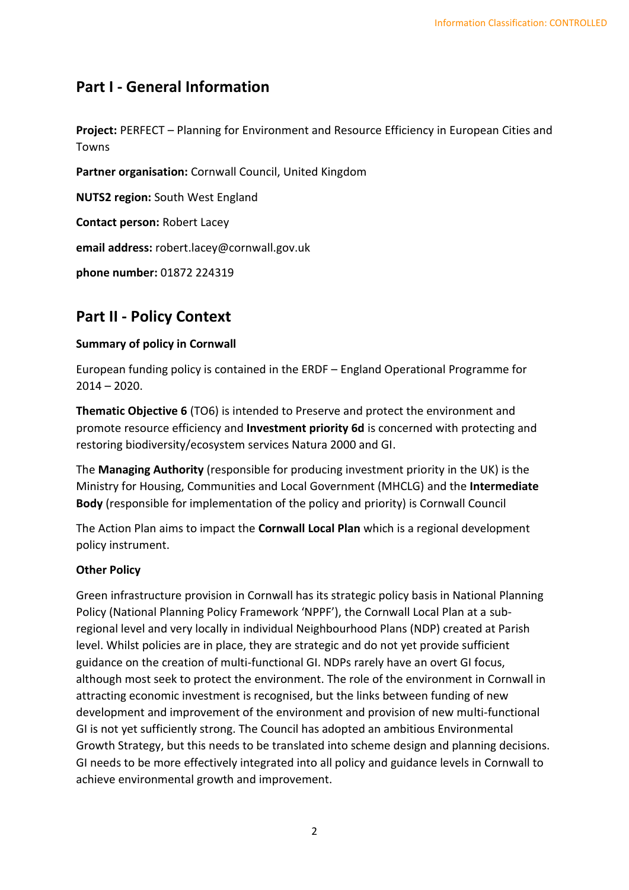## Part I - General Information

**Project:** PERFECT – Planning for Environment and Resource Efficiency in European Cities and Towns

**Partner organisation:** Cornwall Council, United Kingdom

**NUTS2 region:** South West England

**Contact person:** Robert Lacey

**email address:** robert.lacey@cornwall.gov.uk

**phone number:** 01872 224319

## Part II - Policy Context

**Summary of policy in Cornwall**

European funding policy is contained in the ERDF – England Operational Programme for 2014 – 2020.

**Thematic Objective 6** (TO6) is intended to Preserve and protect the environment and promote resource efficiency and **Investment priority 6d** is concerned with protecting and restoring biodiversity/ecosystem services Natura 2000 and GI.

The **Managing Authority** (responsible for producing investment priority in the UK) is the Ministry for Housing, Communities and Local Government (MHCLG) and the **Intermediate Body** (responsible for implementation of the policy and priority) is Cornwall Council

The Action Plan aims to impact the **Cornwall Local Plan** which is a regional development policy instrument.

**Other Policy**

Green infrastructure provision in Cornwall has its strategic policy basis in National Planning Policy (National Planning Policy Framework 'NPPF'), the Cornwall Local Plan at a sub-regional level and very locally in individual Neighbourhood Plans (NDP) created at Parish level. Whilst policies are in place, they are strategic and do not yet provide sufficient guidance on the creation of multi-functional GI. NDPs rarely have an overt GI focus, although most seek to protect the environment. The role of the environment in Cornwall in attracting economic investment is recognised, but the links between funding of new development and improvement of the environment and provision of new multi-functional GI is not yet sufficiently strong. The Council has adopted an ambitious Environmental Growth Strategy, but this needs to be translated into scheme design and planning decisions. GI needs to be more effectively integrated into all policy and guidance levels in Cornwall to achieve environmental growth and improvement.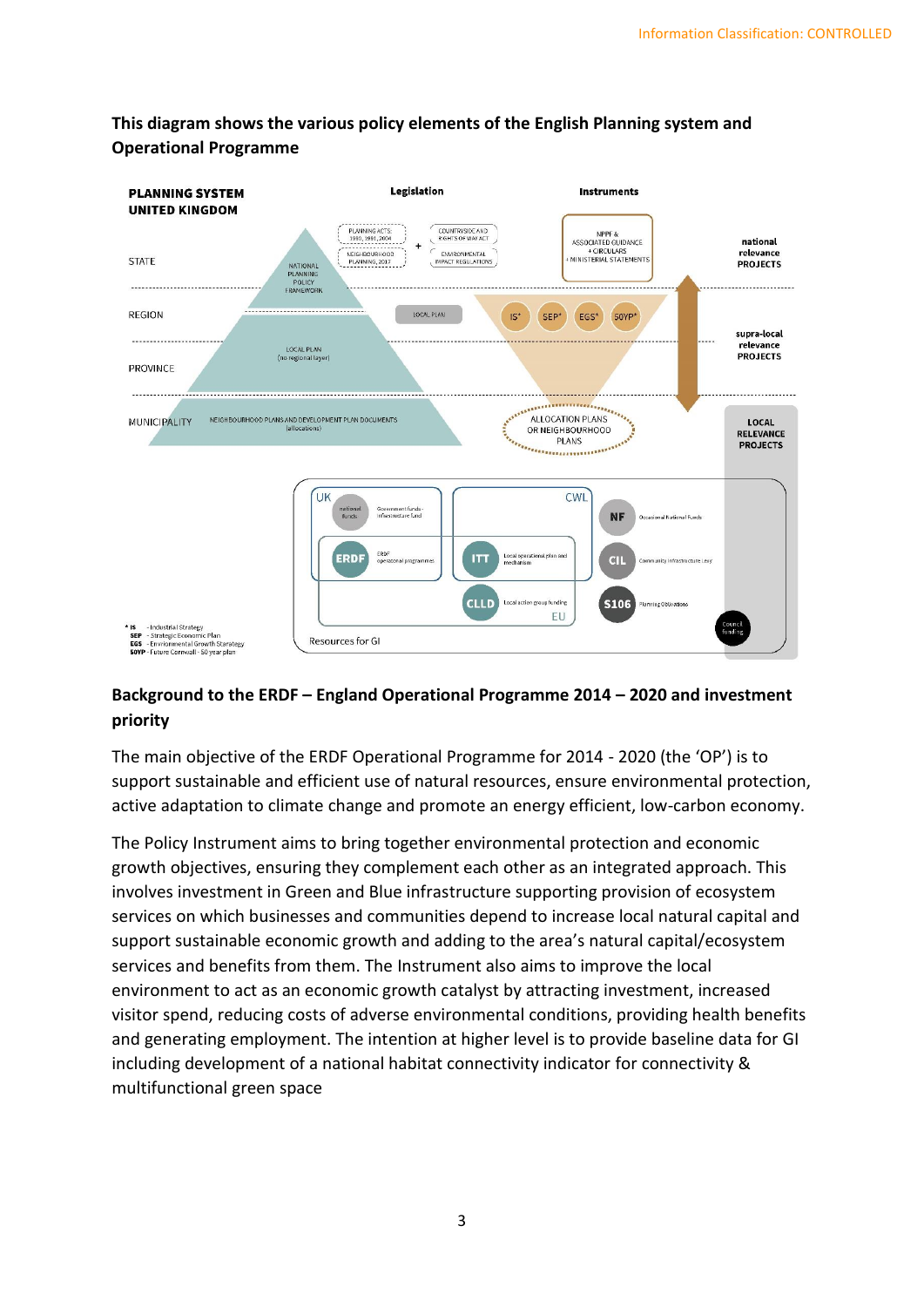**This diagram shows the various policy elements of the English Planning system and Operational Programme**

**Background to the ERDF – England Operational Programme 2014 – 2020 and investment priority**

The main objective of the ERDF Operational Programme for 2014 - 2020 (the 'OP') is to support sustainable and efficient use of natural resources, ensure environmental protection, active adaptation to climate change and promote an energy efficient, low-carbon economy.

The Policy Instrument aims to bring together environmental protection and economic growth objectives, ensuring they complement each other as an integrated approach. This involves investment in Green and Blue infrastructure supporting provision of ecosystem services on which businesses and communities depend to increase local natural capital and support sustainable economic growth and adding to the area's natural capital/ecosystem services and benefits from them. The Instrument also aims to improve the local environment to act as an economic growth catalyst by attracting investment, increased visitor spend, reducing costs of adverse environmental conditions, providing health benefits and generating employment. The intention at higher level is to provide baseline data for GI including development of a national habitat connectivity indicator for connectivity & multifunctional green space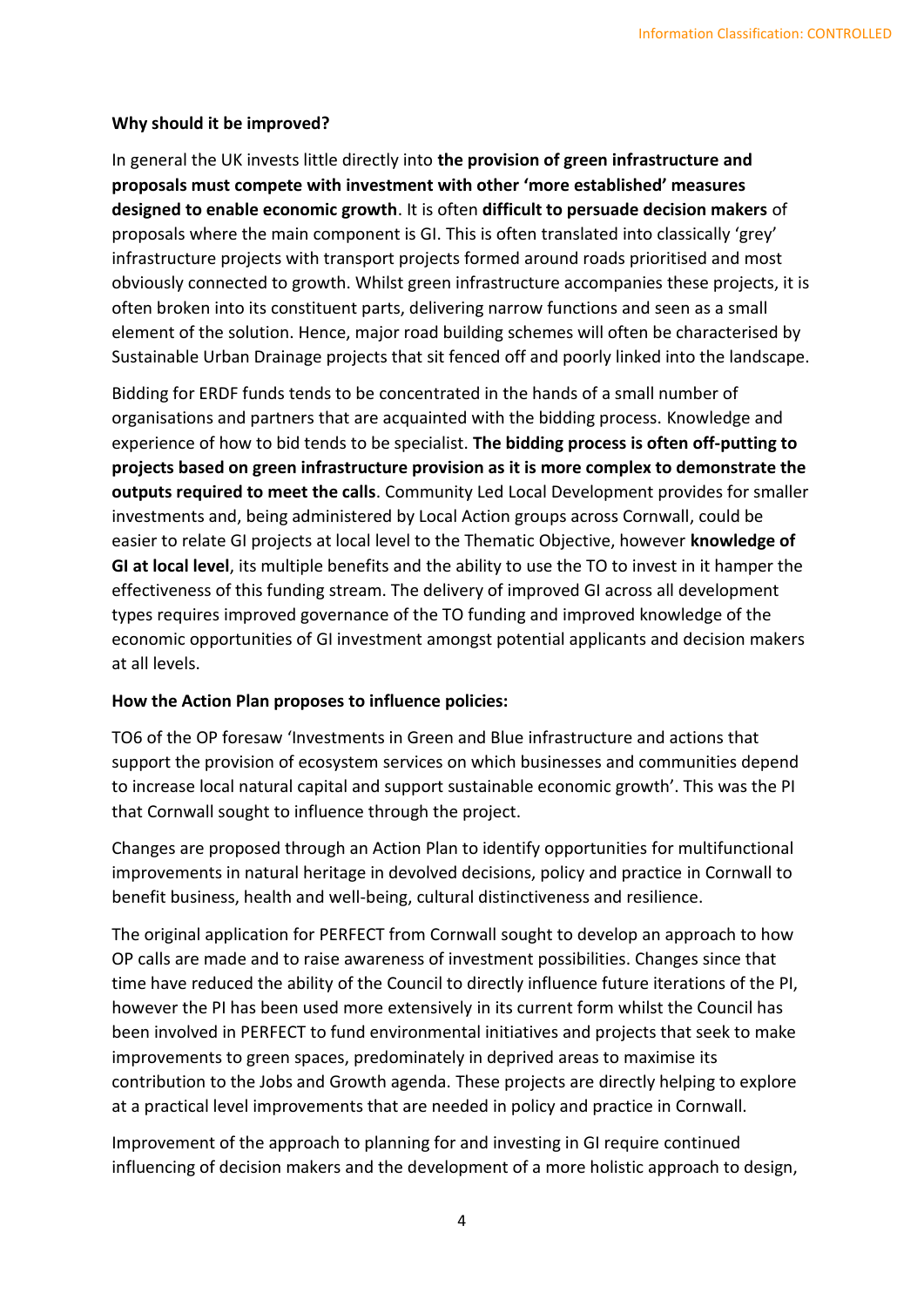**Why should it be improved?**

In general the UK invests little directly into **the provision of green infrastructure and proposals must compete with investment with other 'more established' measures designed to enable economic growth**. It is often **difficult to persuade decision makers** of proposals where the main component is GI. This is often translated into classically 'grey' infrastructure projects with transport projects formed around roads prioritised and most obviously connected to growth. Whilst green infrastructure accompanies these projects, it is often broken into its constituent parts, delivering narrow functions and seen as a small element of the solution. Hence, major road building schemes will often be characterised by Sustainable Urban Drainage projects that sit fenced off and poorly linked into the landscape.

Bidding for ERDF funds tends to be concentrated in the hands of a small number of organisations and partners that are acquainted with the bidding process. Knowledge and experience of how to bid tends to be specialist. **The bidding process is often off-putting to projects based on green infrastructure provision as it is more complex to demonstrate the outputs required to meet the calls**. Community Led Local Development provides for smaller investments and, being administered by Local Action groups across Cornwall, could be easier to relate GI projects at local level to the Thematic Objective, however **knowledge of GI at local level**, its multiple benefits and the ability to use the TO to invest in it hamper the effectiveness of this funding stream. The delivery of improved GI across all development types requires improved governance of the TO funding and improved knowledge of the economic opportunities of GI investment amongst potential applicants and decision makers at all levels.

**How the Action Plan proposes to influence policies:**

TO6 of the OP foresaw 'Investments in Green and Blue infrastructure and actions that support the provision of ecosystem services on which businesses and communities depend to increase local natural capital and support sustainable economic growth'. This was the PI that Cornwall sought to influence through the project.

Changes are proposed through an Action Plan to identify opportunities for multifunctional improvements in natural heritage in devolved decisions, policy and practice in Cornwall to benefit business, health and well-being, cultural distinctiveness and resilience.

The original application for PERFECT from Cornwall sought to develop an approach to how OP calls are made and to raise awareness of investment possibilities. Changes since that time have reduced the ability of the Council to directly influence future iterations of the PI, however the PI has been used more extensively in its current form whilst the Council has been involved in PERFECT to fund environmental initiatives and projects that seek to make improvements to green spaces, predominately in deprived areas to maximise its contribution to the Jobs and Growth agenda. These projects are directly helping to explore at a practical level improvements that are needed in policy and practice in Cornwall.

Improvement of the approach to planning for and investing in GI require continued influencing of decision makers and the development of a more holistic approach to design,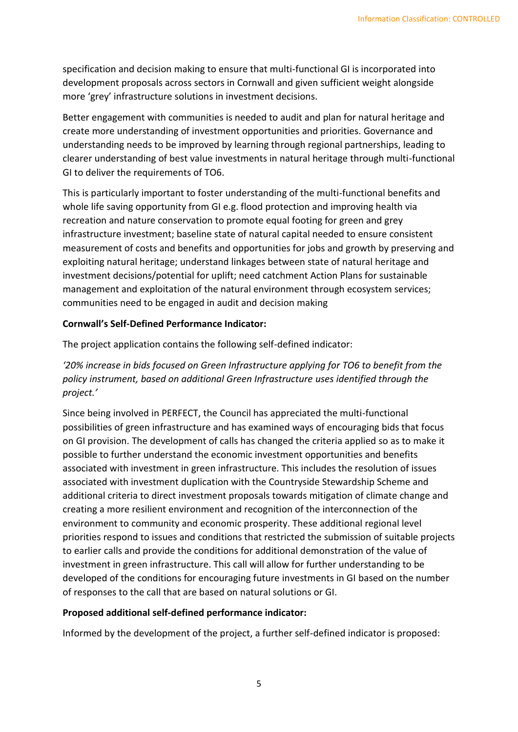specification and decision making to ensure that multi-functional GI is incorporated into development proposals across sectors in Cornwall and given sufficient weight alongside more 'grey' infrastructure solutions in investment decisions.

Better engagement with communities is needed to audit and plan for natural heritage and create more understanding of investment opportunities and priorities. Governance and understanding needs to be improved by learning through regional partnerships, leading to clearer understanding of best value investments in natural heritage through multi-functional GI to deliver the requirements of TO6.

This is particularly important to foster understanding of the multi-functional benefits and whole life saving opportunity from GI e.g. flood protection and improving health via recreation and nature conservation to promote equal footing for green and grey infrastructure investment; baseline state of natural capital needed to ensure consistent measurement of costs and benefits and opportunities for jobs and growth by preserving and exploiting natural heritage; understand linkages between state of natural heritage and investment decisions/potential for uplift; need catchment Action Plans for sustainable management and exploitation of the natural environment through ecosystem services; communities need to be engaged in audit and decision making

**Cornwall's Self-Defined Performance Indicator:**

The project application contains the following self-defined indicator:

*'20% increase in bids focused on Green Infrastructure applying for TO6 to benefit from the policy instrument, based on additional Green Infrastructure uses identified through the project.'*

Since being involved in PERFECT, the Council has appreciated the multi-functional possibilities of green infrastructure and has examined ways of encouraging bids that focus on GI provision. The development of calls has changed the criteria applied so as to make it possible to further understand the economic investment opportunities and benefits associated with investment in green infrastructure. This includes the resolution of issues associated with investment duplication with the Countryside Stewardship Scheme and additional criteria to direct investment proposals towards mitigation of climate change and creating a more resilient environment and recognition of the interconnection of the environment to community and economic prosperity. These additional regional level priorities respond to issues and conditions that restricted the submission of suitable projects to earlier calls and provide the conditions for additional demonstration of the value of investment in green infrastructure. This call will allow for further understanding to be developed of the conditions for encouraging future investments in GI based on the number of responses to the call that are based on natural solutions or GI.

**Proposed additional self-defined performance indicator:**

Informed by the development of the project, a further self-defined indicator is proposed: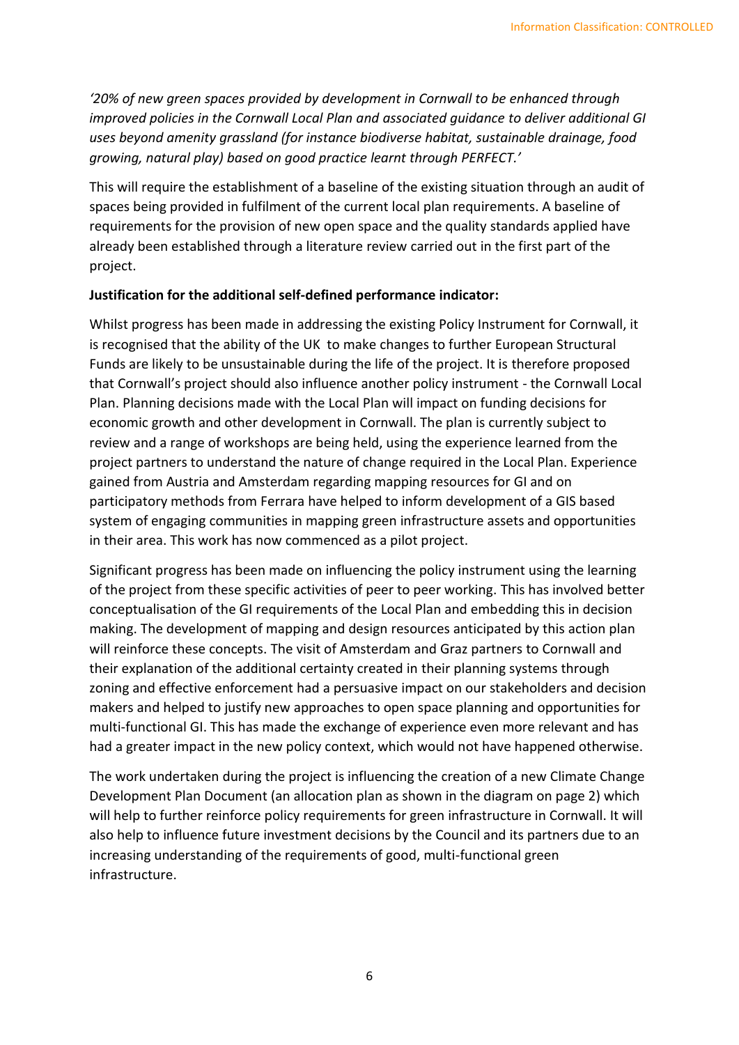*'20% of new green spaces provided by development in Cornwall to be enhanced through improved policies in the Cornwall Local Plan and associated guidance to deliver additional GI uses beyond amenity grassland (for instance biodiverse habitat, sustainable drainage, food growing, natural play) based on good practice learnt through PERFECT.'*

This will require the establishment of a baseline of the existing situation through an audit of spaces being provided in fulfilment of the current local plan requirements. A baseline of requirements for the provision of new open space and the quality standards applied have already been established through a literature review carried out in the first part of the project.

**Justification for the additional self-defined performance indicator:**

Whilst progress has been made in addressing the existing Policy Instrument for Cornwall, it is recognised that the ability of the UK to make changes to further European Structural Funds are likely to be unsustainable during the life of the project. It is therefore proposed that Cornwall's project should also influence another policy instrument - the Cornwall Local Plan. Planning decisions made with the Local Plan will impact on funding decisions for economic growth and other development in Cornwall. The plan is currently subject to review and a range of workshops are being held, using the experience learned from the project partners to understand the nature of change required in the Local Plan. Experience gained from Austria and Amsterdam regarding mapping resources for GI and on participatory methods from Ferrara have helped to inform development of a GIS based system of engaging communities in mapping green infrastructure assets and opportunities in their area. This work has now commenced as a pilot project.

Significant progress has been made on influencing the policy instrument using the learning of the project from these specific activities of peer to peer working. This has involved better conceptualisation of the GI requirements of the Local Plan and embedding this in decision making. The development of mapping and design resources anticipated by this action plan will reinforce these concepts. The visit of Amsterdam and Graz partners to Cornwall and their explanation of the additional certainty created in their planning systems through zoning and effective enforcement had a persuasive impact on our stakeholders and decision makers and helped to justify new approaches to open space planning and opportunities for multi-functional GI. This has made the exchange of experience even more relevant and has had a greater impact in the new policy context, which would not have happened otherwise.

The work undertaken during the project is influencing the creation of a new Climate Change Development Plan Document (an allocation plan as shown in the diagram on page 2) which will help to further reinforce policy requirements for green infrastructure in Cornwall. It will also help to influence future investment decisions by the Council and its partners due to an increasing understanding of the requirements of good, multi-functional green infrastructure.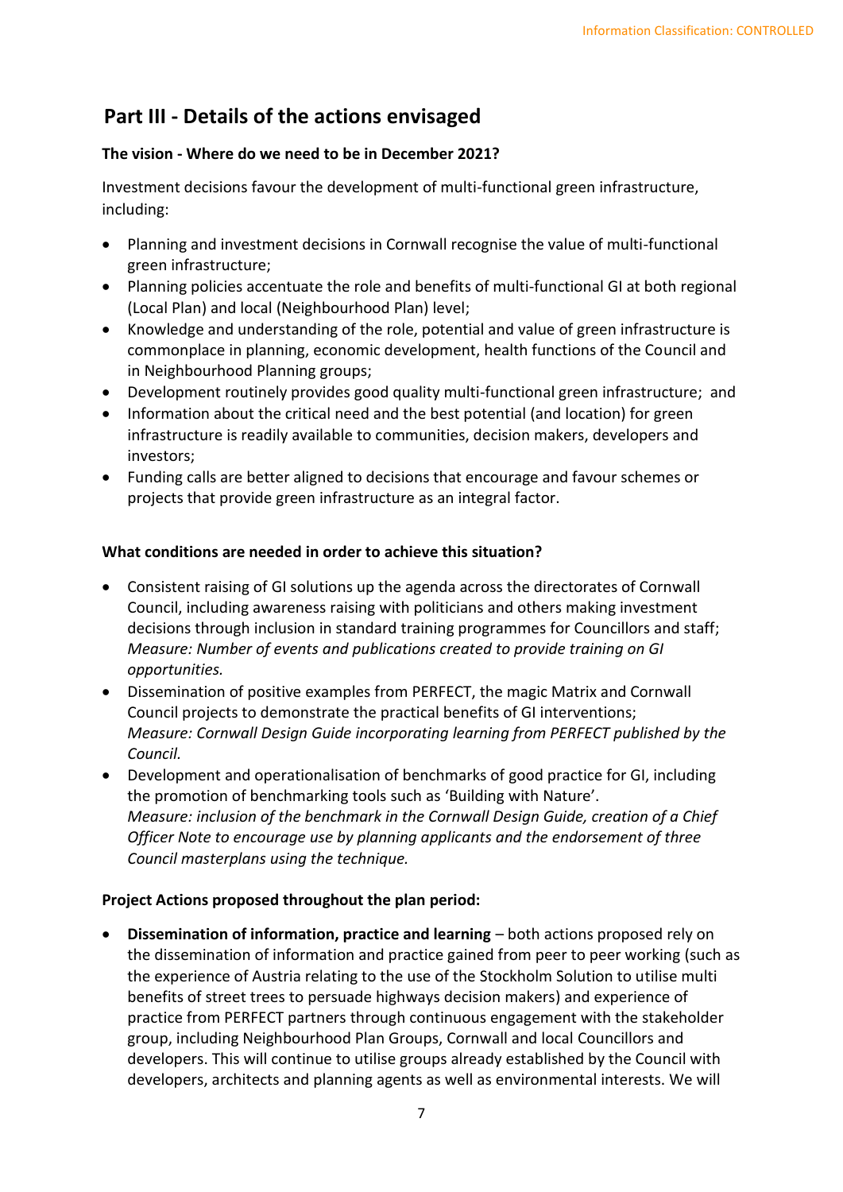## Part III - Details of the actions envisaged

**The vision - Where do we need to be in December 2021?**

Investment decisions favour the development of multi-functional green infrastructure, including:

- Planning and investment decisions in Cornwall recognise the value of multi-functional green infrastructure;
- Planning policies accentuate the role and benefits of multi-functional GI at both regional (Local Plan) and local (Neighbourhood Plan) level;
- Knowledge and understanding of the role, potential and value of green infrastructure is commonplace in planning, economic development, health functions of the Council and in Neighbourhood Planning groups;
- Development routinely provides good quality multi-functional green infrastructure; and
- Information about the critical need and the best potential (and location) for green infrastructure is readily available to communities, decision makers, developers and investors;
- Funding calls are better aligned to decisions that encourage and favour schemes or projects that provide green infrastructure as an integral factor.

**What conditions are needed in order to achieve this situation?**

- Consistent raising of GI solutions up the agenda across the directorates of Cornwall Council, including awareness raising with politicians and others making investment decisions through inclusion in standard training programmes for Councillors and staff; *Measure: Number of events and publications created to provide training on GI opportunities.*
- Dissemination of positive examples from PERFECT, the magic Matrix and Cornwall Council projects to demonstrate the practical benefits of GI interventions; *Measure: Cornwall Design Guide incorporating learning from PERFECT published by the Council.*
- Development and operationalisation of benchmarks of good practice for GI, including the promotion of benchmarking tools such as 'Building with Nature'. *Measure: inclusion of the benchmark in the Cornwall Design Guide, creation of a Chief Officer Note to encourage use by planning applicants and the endorsement of three Council masterplans using the technique.*

**Project Actions proposed throughout the plan period:**

- **Dissemination of information, practice and learning** – both actions proposed rely on the dissemination of information and practice gained from peer to peer working (such as the experience of Austria relating to the use of the Stockholm Solution to utilise multi benefits of street trees to persuade highways decision makers) and experience of practice from PERFECT partners through continuous engagement with the stakeholder group, including Neighbourhood Plan Groups, Cornwall and local Councillors and developers. This will continue to utilise groups already established by the Council with developers, architects and planning agents as well as environmental interests. We will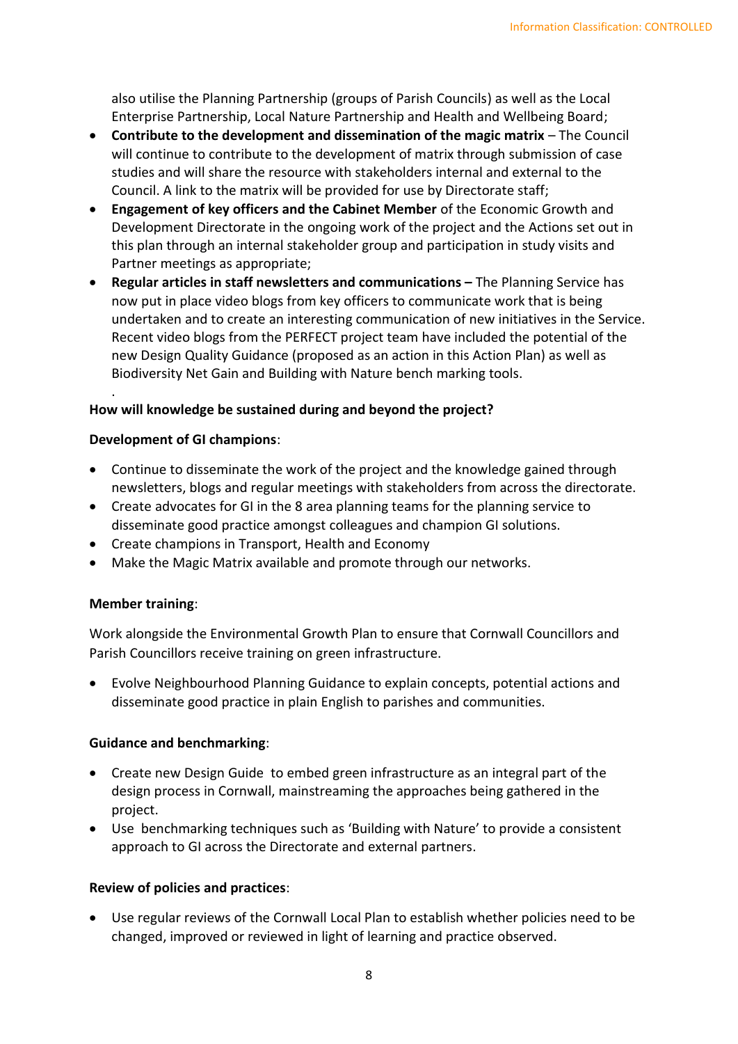also utilise the Planning Partnership (groups of Parish Councils) as well as the Local Enterprise Partnership, Local Nature Partnership and Health and Wellbeing Board;

- **Contribute to the development and dissemination of the magic matrix** – The Council will continue to contribute to the development of matrix through submission of case studies and will share the resource with stakeholders internal and external to the Council. A link to the matrix will be provided for use by Directorate staff;
- **Engagement of key officers and the Cabinet Member** of the Economic Growth and Development Directorate in the ongoing work of the project and the Actions set out in this plan through an internal stakeholder group and participation in study visits and Partner meetings as appropriate;
- **Regular articles in staff newsletters and communications –** The Planning Service has now put in place video blogs from key officers to communicate work that is being undertaken and to create an interesting communication of new initiatives in the Service. Recent video blogs from the PERFECT project team have included the potential of the new Design Quality Guidance (proposed as an action in this Action Plan) as well as Biodiversity Net Gain and Building with Nature bench marking tools.

**How will knowledge be sustained during and beyond the project?**

**Development of GI champions**:

- Continue to disseminate the work of the project and the knowledge gained through newsletters, blogs and regular meetings with stakeholders from across the directorate.
- Create advocates for GI in the 8 area planning teams for the planning service to disseminate good practice amongst colleagues and champion GI solutions.
- Create champions in Transport, Health and Economy
- Make the Magic Matrix available and promote through our networks.

**Member training**:

Work alongside the Environmental Growth Plan to ensure that Cornwall Councillors and Parish Councillors receive training on green infrastructure.

- Evolve Neighbourhood Planning Guidance to explain concepts, potential actions and disseminate good practice in plain English to parishes and communities.

**Guidance and benchmarking**:

- Create new Design Guide to embed green infrastructure as an integral part of the design process in Cornwall, mainstreaming the approaches being gathered in the project.
- Use benchmarking techniques such as 'Building with Nature' to provide a consistent approach to GI across the Directorate and external partners.

**Review of policies and practices**:

- Use regular reviews of the Cornwall Local Plan to establish whether policies need to be changed, improved or reviewed in light of learning and practice observed.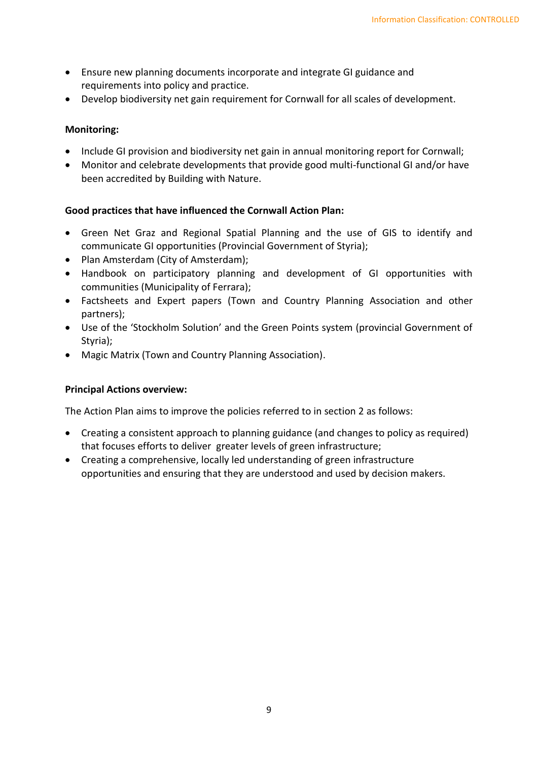- Ensure new planning documents incorporate and integrate GI guidance and requirements into policy and practice.
- Develop biodiversity net gain requirement for Cornwall for all scales of development.

**Monitoring:**

- Include GI provision and biodiversity net gain in annual monitoring report for Cornwall;
- Monitor and celebrate developments that provide good multi-functional GI and/or have been accredited by Building with Nature.

**Good practices that have influenced the Cornwall Action Plan:**

- Green Net Graz and Regional Spatial Planning and the use of GIS to identify and communicate GI opportunities (Provincial Government of Styria);
- Plan Amsterdam (City of Amsterdam);
- Handbook on participatory planning and development of GI opportunities with communities (Municipality of Ferrara);
- Factsheets and Expert papers (Town and Country Planning Association and other partners);
- Use of the 'Stockholm Solution' and the Green Points system (provincial Government of Styria);
- Magic Matrix (Town and Country Planning Association).

**Principal Actions overview:**

The Action Plan aims to improve the policies referred to in section 2 as follows:

- Creating a consistent approach to planning guidance (and changes to policy as required) that focuses efforts to deliver greater levels of green infrastructure;
- Creating a comprehensive, locally led understanding of green infrastructure opportunities and ensuring that they are understood and used by decision makers.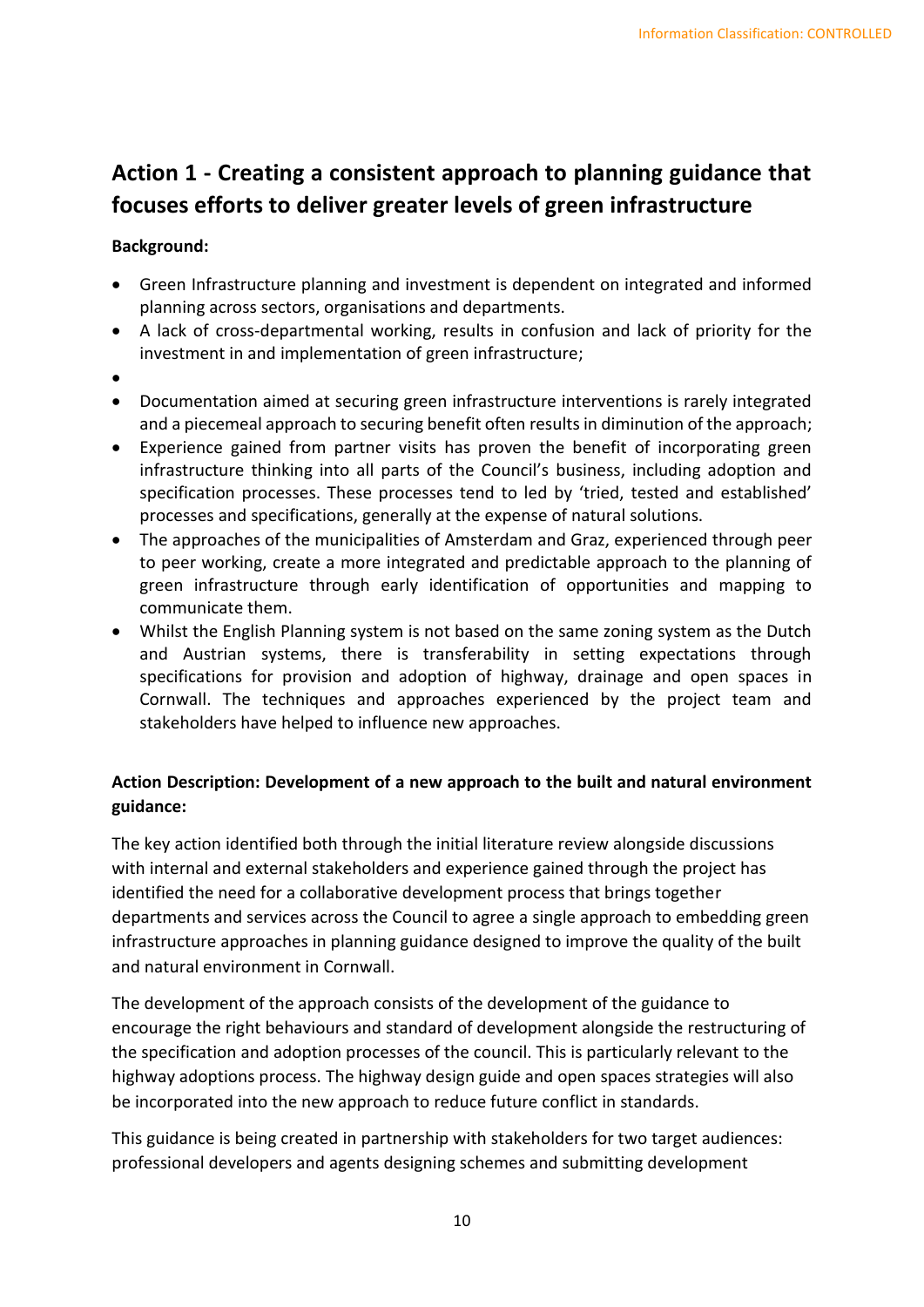## Action 1 - Creating a consistent approach to planning guidance that focuses efforts to deliver greater levels of green infrastructure

**Background:**

- Green Infrastructure planning and investment is dependent on integrated and informed planning across sectors, organisations and departments.
- A lack of cross-departmental working, results in confusion and lack of priority for the investment in and implementation of green infrastructure;
- 
- Documentation aimed at securing green infrastructure interventions is rarely integrated and a piecemeal approach to securing benefit often results in diminution of the approach;
- Experience gained from partner visits has proven the benefit of incorporating green infrastructure thinking into all parts of the Council's business, including adoption and specification processes. These processes tend to led by 'tried, tested and established' processes and specifications, generally at the expense of natural solutions.
- The approaches of the municipalities of Amsterdam and Graz, experienced through peer to peer working, create a more integrated and predictable approach to the planning of green infrastructure through early identification of opportunities and mapping to communicate them.
- Whilst the English Planning system is not based on the same zoning system as the Dutch and Austrian systems, there is transferability in setting expectations through specifications for provision and adoption of highway, drainage and open spaces in Cornwall. The techniques and approaches experienced by the project team and stakeholders have helped to influence new approaches.

**Action Description: Development of a new approach to the built and natural environment guidance:**

The key action identified both through the initial literature review alongside discussions with internal and external stakeholders and experience gained through the project has identified the need for a collaborative development process that brings together departments and services across the Council to agree a single approach to embedding green infrastructure approaches in planning guidance designed to improve the quality of the built and natural environment in Cornwall.

The development of the approach consists of the development of the guidance to encourage the right behaviours and standard of development alongside the restructuring of the specification and adoption processes of the council. This is particularly relevant to the highway adoptions process. The highway design guide and open spaces strategies will also be incorporated into the new approach to reduce future conflict in standards.

This guidance is being created in partnership with stakeholders for two target audiences: professional developers and agents designing schemes and submitting development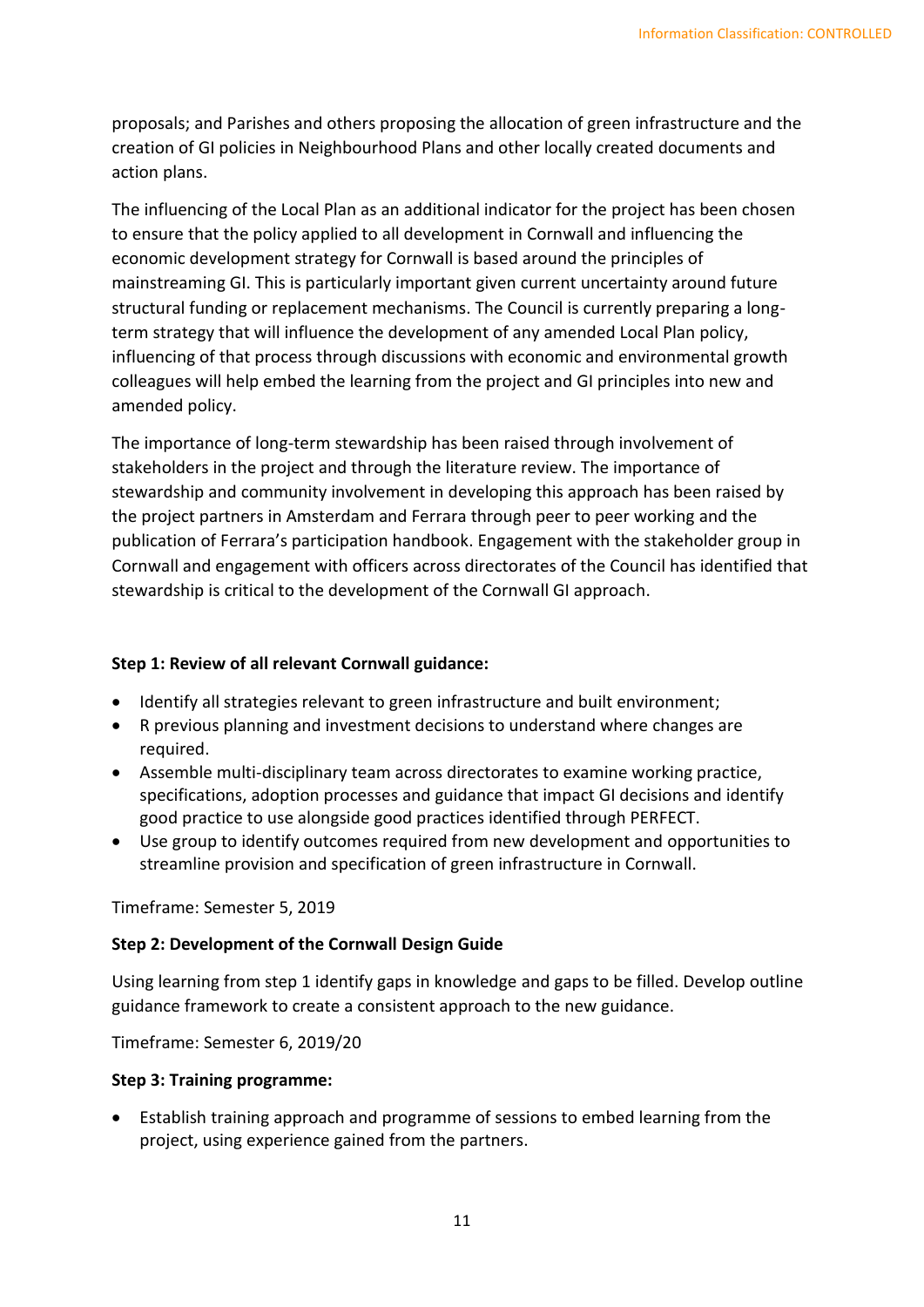proposals; and Parishes and others proposing the allocation of green infrastructure and the creation of GI policies in Neighbourhood Plans and other locally created documents and action plans.

The influencing of the Local Plan as an additional indicator for the project has been chosen to ensure that the policy applied to all development in Cornwall and influencing the economic development strategy for Cornwall is based around the principles of mainstreaming GI. This is particularly important given current uncertainty around future structural funding or replacement mechanisms. The Council is currently preparing a long-term strategy that will influence the development of any amended Local Plan policy, influencing of that process through discussions with economic and environmental growth colleagues will help embed the learning from the project and GI principles into new and amended policy.

The importance of long-term stewardship has been raised through involvement of stakeholders in the project and through the literature review. The importance of stewardship and community involvement in developing this approach has been raised by the project partners in Amsterdam and Ferrara through peer to peer working and the publication of Ferrara's participation handbook. Engagement with the stakeholder group in Cornwall and engagement with officers across directorates of the Council has identified that stewardship is critical to the development of the Cornwall GI approach.

**Step 1: Review of all relevant Cornwall guidance:**

- Identify all strategies relevant to green infrastructure and built environment;
- R previous planning and investment decisions to understand where changes are required.
- Assemble multi-disciplinary team across directorates to examine working practice, specifications, adoption processes and guidance that impact GI decisions and identify good practice to use alongside good practices identified through PERFECT.
- Use group to identify outcomes required from new development and opportunities to streamline provision and specification of green infrastructure in Cornwall.

Timeframe: Semester 5, 2019

**Step 2: Development of the Cornwall Design Guide**

Using learning from step 1 identify gaps in knowledge and gaps to be filled. Develop outline guidance framework to create a consistent approach to the new guidance.

Timeframe: Semester 6, 2019/20

**Step 3: Training programme:**

- Establish training approach and programme of sessions to embed learning from the project, using experience gained from the partners.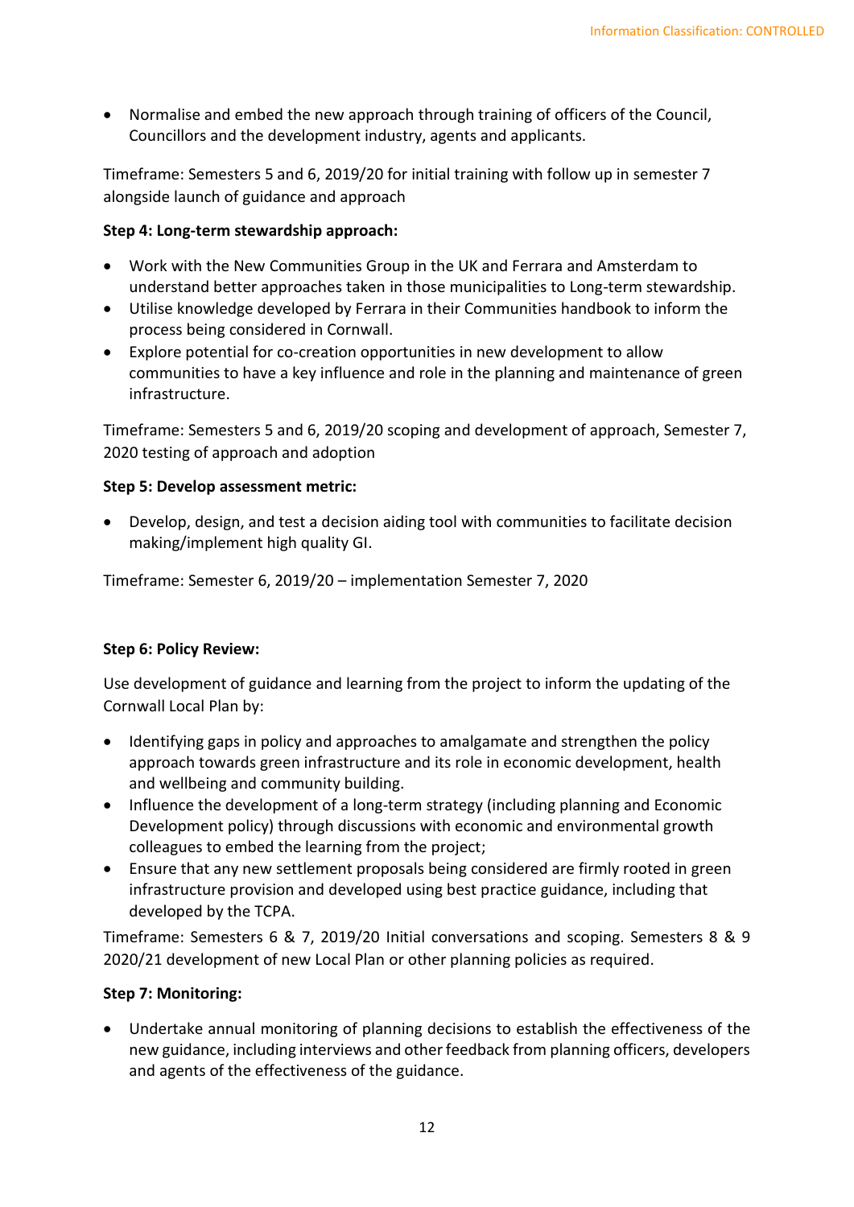- Normalise and embed the new approach through training of officers of the Council, Councillors and the development industry, agents and applicants.

Timeframe: Semesters 5 and 6, 2019/20 for initial training with follow up in semester 7 alongside launch of guidance and approach

**Step 4: Long-term stewardship approach:**

- Work with the New Communities Group in the UK and Ferrara and Amsterdam to understand better approaches taken in those municipalities to Long-term stewardship.
- Utilise knowledge developed by Ferrara in their Communities handbook to inform the process being considered in Cornwall.
- Explore potential for co-creation opportunities in new development to allow communities to have a key influence and role in the planning and maintenance of green infrastructure.

Timeframe: Semesters 5 and 6, 2019/20 scoping and development of approach, Semester 7, 2020 testing of approach and adoption

**Step 5: Develop assessment metric:**

- Develop, design, and test a decision aiding tool with communities to facilitate decision making/implement high quality GI.

Timeframe: Semester 6, 2019/20 – implementation Semester 7, 2020

**Step 6: Policy Review:**

Use development of guidance and learning from the project to inform the updating of the Cornwall Local Plan by:

- Identifying gaps in policy and approaches to amalgamate and strengthen the policy approach towards green infrastructure and its role in economic development, health and wellbeing and community building.
- Influence the development of a long-term strategy (including planning and Economic Development policy) through discussions with economic and environmental growth colleagues to embed the learning from the project;
- Ensure that any new settlement proposals being considered are firmly rooted in green infrastructure provision and developed using best practice guidance, including that developed by the TCPA.

Timeframe: Semesters 6 & 7, 2019/20 Initial conversations and scoping. Semesters 8 & 9 2020/21 development of new Local Plan or other planning policies as required.

**Step 7: Monitoring:**

- Undertake annual monitoring of planning decisions to establish the effectiveness of the new guidance, including interviews and other feedback from planning officers, developers and agents of the effectiveness of the guidance.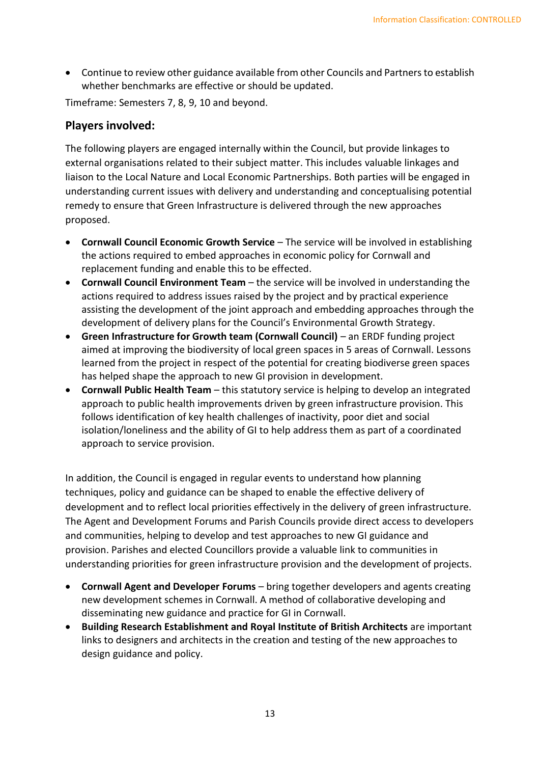- Continue to review other guidance available from other Councils and Partners to establish whether benchmarks are effective or should be updated.

Timeframe: Semesters 7, 8, 9, 10 and beyond.

## Players involved:

The following players are engaged internally within the Council, but provide linkages to external organisations related to their subject matter. This includes valuable linkages and liaison to the Local Nature and Local Economic Partnerships. Both parties will be engaged in understanding current issues with delivery and understanding and conceptualising potential remedy to ensure that Green Infrastructure is delivered through the new approaches proposed.

- **Cornwall Council Economic Growth Service** – The service will be involved in establishing the actions required to embed approaches in economic policy for Cornwall and replacement funding and enable this to be effected.
- **Cornwall Council Environment Team** – the service will be involved in understanding the actions required to address issues raised by the project and by practical experience assisting the development of the joint approach and embedding approaches through the development of delivery plans for the Council's Environmental Growth Strategy.
- **Green Infrastructure for Growth team (Cornwall Council)** – an ERDF funding project aimed at improving the biodiversity of local green spaces in 5 areas of Cornwall. Lessons learned from the project in respect of the potential for creating biodiverse green spaces has helped shape the approach to new GI provision in development.
- **Cornwall Public Health Team** – this statutory service is helping to develop an integrated approach to public health improvements driven by green infrastructure provision. This follows identification of key health challenges of inactivity, poor diet and social isolation/loneliness and the ability of GI to help address them as part of a coordinated approach to service provision.

In addition, the Council is engaged in regular events to understand how planning techniques, policy and guidance can be shaped to enable the effective delivery of development and to reflect local priorities effectively in the delivery of green infrastructure. The Agent and Development Forums and Parish Councils provide direct access to developers and communities, helping to develop and test approaches to new GI guidance and provision. Parishes and elected Councillors provide a valuable link to communities in understanding priorities for green infrastructure provision and the development of projects.

- **Cornwall Agent and Developer Forums** – bring together developers and agents creating new development schemes in Cornwall. A method of collaborative developing and disseminating new guidance and practice for GI in Cornwall.
- **Building Research Establishment and Royal Institute of British Architects** are important links to designers and architects in the creation and testing of the new approaches to design guidance and policy.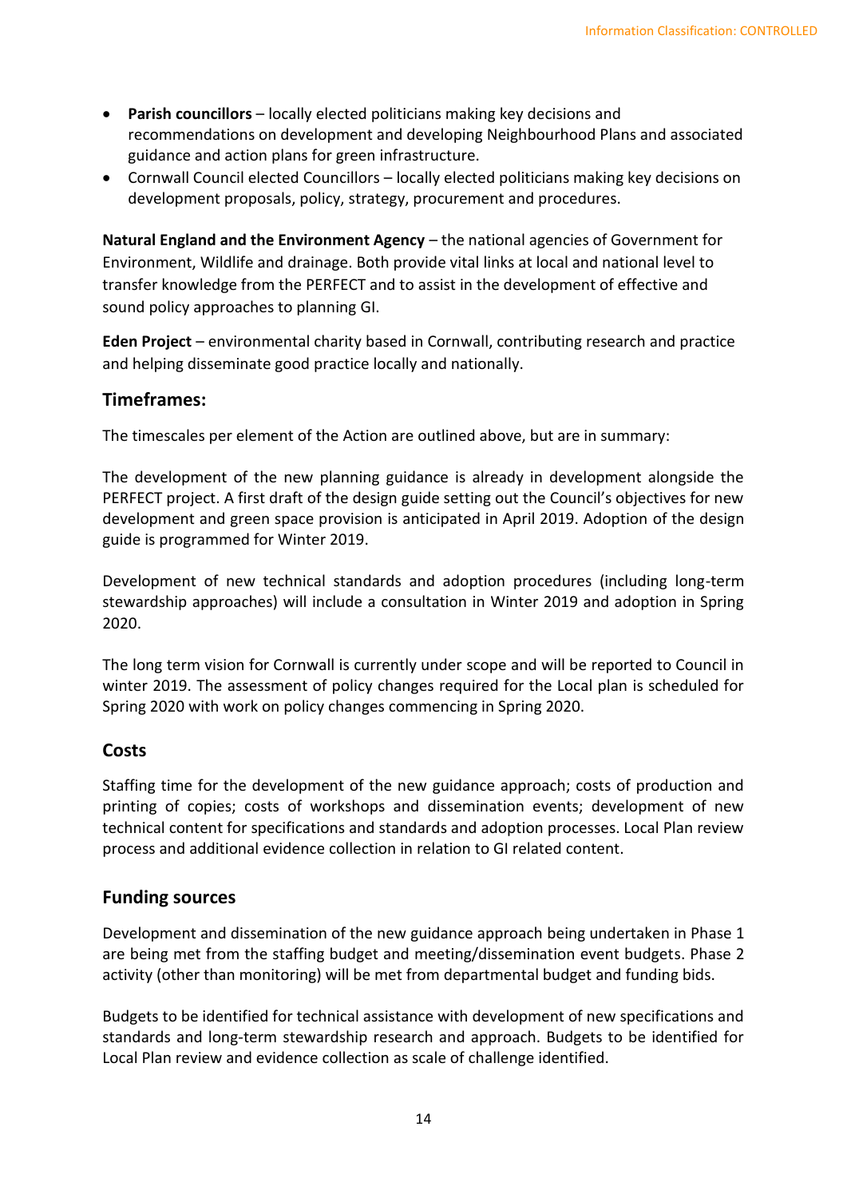- **Parish councillors** – locally elected politicians making key decisions and recommendations on development and developing Neighbourhood Plans and associated guidance and action plans for green infrastructure.
- Cornwall Council elected Councillors – locally elected politicians making key decisions on development proposals, policy, strategy, procurement and procedures.

**Natural England and the Environment Agency** – the national agencies of Government for Environment, Wildlife and drainage. Both provide vital links at local and national level to transfer knowledge from the PERFECT and to assist in the development of effective and sound policy approaches to planning GI.

**Eden Project** – environmental charity based in Cornwall, contributing research and practice and helping disseminate good practice locally and nationally.

## Timeframes:

The timescales per element of the Action are outlined above, but are in summary:

The development of the new planning guidance is already in development alongside the PERFECT project. A first draft of the design guide setting out the Council's objectives for new development and green space provision is anticipated in April 2019. Adoption of the design guide is programmed for Winter 2019.

Development of new technical standards and adoption procedures (including long-term stewardship approaches) will include a consultation in Winter 2019 and adoption in Spring 2020.

The long term vision for Cornwall is currently under scope and will be reported to Council in winter 2019. The assessment of policy changes required for the Local plan is scheduled for Spring 2020 with work on policy changes commencing in Spring 2020.

## Costs

Staffing time for the development of the new guidance approach; costs of production and printing of copies; costs of workshops and dissemination events; development of new technical content for specifications and standards and adoption processes. Local Plan review process and additional evidence collection in relation to GI related content.

## Funding sources

Development and dissemination of the new guidance approach being undertaken in Phase 1 are being met from the staffing budget and meeting/dissemination event budgets. Phase 2 activity (other than monitoring) will be met from departmental budget and funding bids.

Budgets to be identified for technical assistance with development of new specifications and standards and long-term stewardship research and approach. Budgets to be identified for Local Plan review and evidence collection as scale of challenge identified.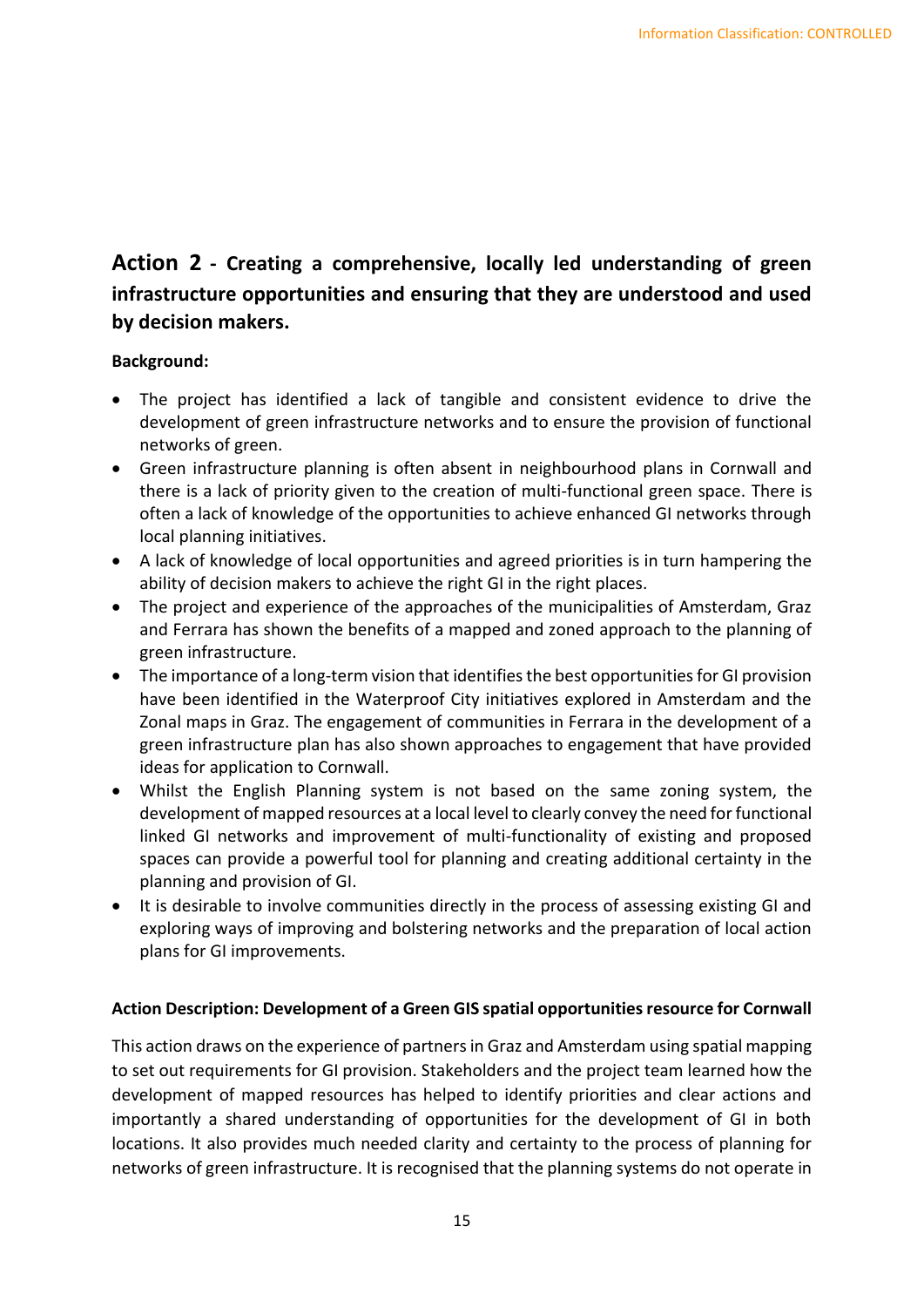## Action 2 - Creating a comprehensive, locally led understanding of green infrastructure opportunities and ensuring that they are understood and used by decision makers.

**Background:**

- The project has identified a lack of tangible and consistent evidence to drive the development of green infrastructure networks and to ensure the provision of functional networks of green.
- Green infrastructure planning is often absent in neighbourhood plans in Cornwall and there is a lack of priority given to the creation of multi-functional green space. There is often a lack of knowledge of the opportunities to achieve enhanced GI networks through local planning initiatives.
- A lack of knowledge of local opportunities and agreed priorities is in turn hampering the ability of decision makers to achieve the right GI in the right places.
- The project and experience of the approaches of the municipalities of Amsterdam, Graz and Ferrara has shown the benefits of a mapped and zoned approach to the planning of green infrastructure.
- The importance of a long-term vision that identifies the best opportunities for GI provision have been identified in the Waterproof City initiatives explored in Amsterdam and the Zonal maps in Graz. The engagement of communities in Ferrara in the development of a green infrastructure plan has also shown approaches to engagement that have provided ideas for application to Cornwall.
- Whilst the English Planning system is not based on the same zoning system, the development of mapped resources at a local level to clearly convey the need for functional linked GI networks and improvement of multi-functionality of existing and proposed spaces can provide a powerful tool for planning and creating additional certainty in the planning and provision of GI.
- It is desirable to involve communities directly in the process of assessing existing GI and exploring ways of improving and bolstering networks and the preparation of local action plans for GI improvements.

**Action Description: Development of a Green GIS spatial opportunities resource for Cornwall**

This action draws on the experience of partners in Graz and Amsterdam using spatial mapping to set out requirements for GI provision. Stakeholders and the project team learned how the development of mapped resources has helped to identify priorities and clear actions and importantly a shared understanding of opportunities for the development of GI in both locations. It also provides much needed clarity and certainty to the process of planning for networks of green infrastructure. It is recognised that the planning systems do not operate in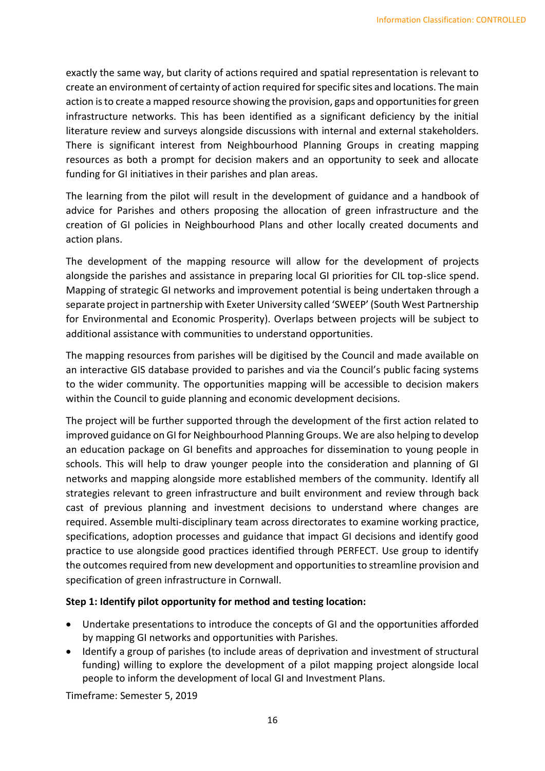exactly the same way, but clarity of actions required and spatial representation is relevant to create an environment of certainty of action required for specific sites and locations. The main action is to create a mapped resource showing the provision, gaps and opportunities for green infrastructure networks. This has been identified as a significant deficiency by the initial literature review and surveys alongside discussions with internal and external stakeholders. There is significant interest from Neighbourhood Planning Groups in creating mapping resources as both a prompt for decision makers and an opportunity to seek and allocate funding for GI initiatives in their parishes and plan areas.

The learning from the pilot will result in the development of guidance and a handbook of advice for Parishes and others proposing the allocation of green infrastructure and the creation of GI policies in Neighbourhood Plans and other locally created documents and action plans.

The development of the mapping resource will allow for the development of projects alongside the parishes and assistance in preparing local GI priorities for CIL top-slice spend. Mapping of strategic GI networks and improvement potential is being undertaken through a separate project in partnership with Exeter University called 'SWEEP' (South West Partnership for Environmental and Economic Prosperity). Overlaps between projects will be subject to additional assistance with communities to understand opportunities.

The mapping resources from parishes will be digitised by the Council and made available on an interactive GIS database provided to parishes and via the Council's public facing systems to the wider community. The opportunities mapping will be accessible to decision makers within the Council to guide planning and economic development decisions.

The project will be further supported through the development of the first action related to improved guidance on GI for Neighbourhood Planning Groups. We are also helping to develop an education package on GI benefits and approaches for dissemination to young people in schools. This will help to draw younger people into the consideration and planning of GI networks and mapping alongside more established members of the community. Identify all strategies relevant to green infrastructure and built environment and review through back cast of previous planning and investment decisions to understand where changes are required. Assemble multi-disciplinary team across directorates to examine working practice, specifications, adoption processes and guidance that impact GI decisions and identify good practice to use alongside good practices identified through PERFECT. Use group to identify the outcomes required from new development and opportunities to streamline provision and specification of green infrastructure in Cornwall.

**Step 1: Identify pilot opportunity for method and testing location:**

- Undertake presentations to introduce the concepts of GI and the opportunities afforded by mapping GI networks and opportunities with Parishes.
- Identify a group of parishes (to include areas of deprivation and investment of structural funding) willing to explore the development of a pilot mapping project alongside local people to inform the development of local GI and Investment Plans.

Timeframe: Semester 5, 2019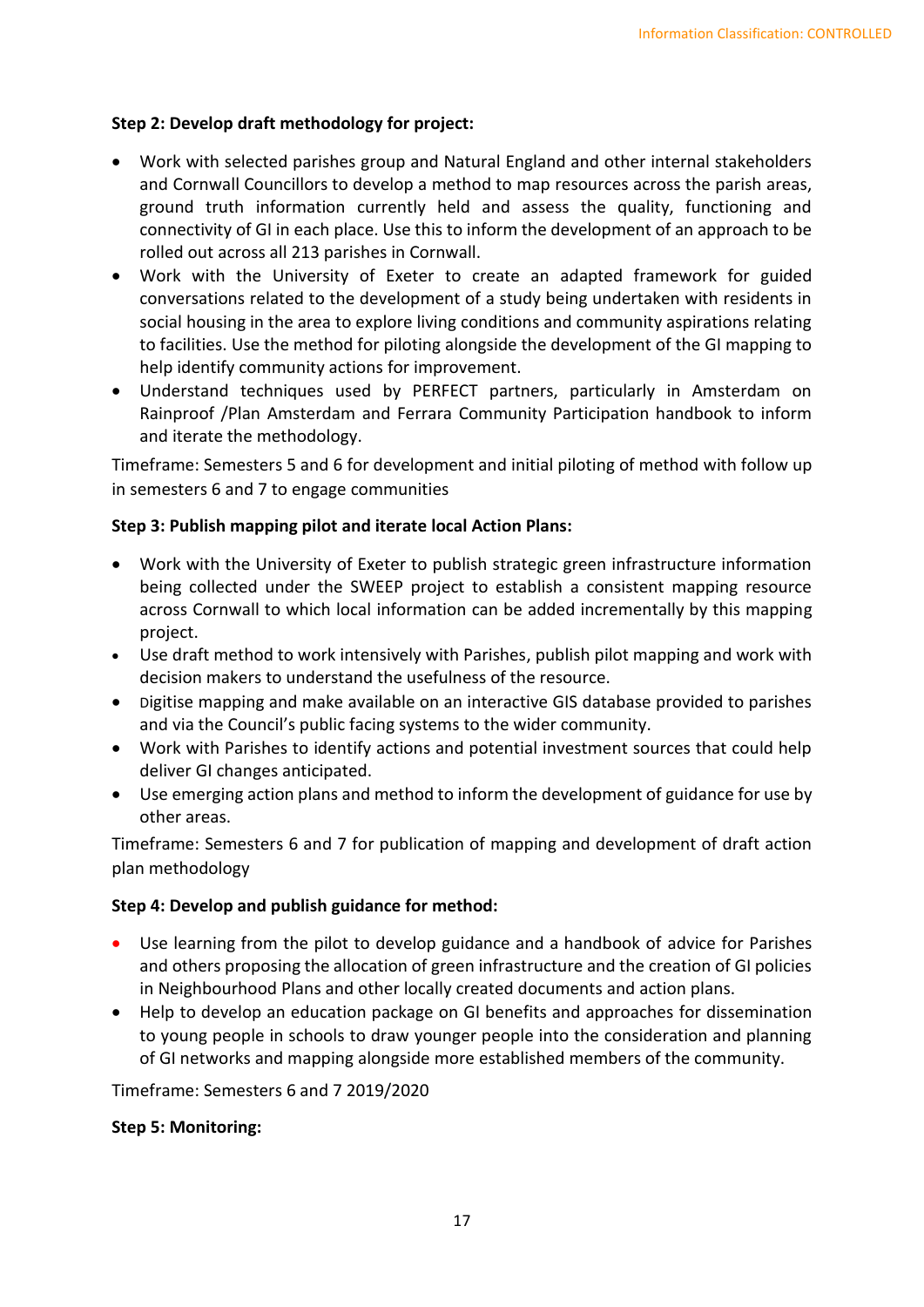**Step 2: Develop draft methodology for project:**

- Work with selected parishes group and Natural England and other internal stakeholders and Cornwall Councillors to develop a method to map resources across the parish areas, ground truth information currently held and assess the quality, functioning and connectivity of GI in each place. Use this to inform the development of an approach to be rolled out across all 213 parishes in Cornwall.
- Work with the University of Exeter to create an adapted framework for guided conversations related to the development of a study being undertaken with residents in social housing in the area to explore living conditions and community aspirations relating to facilities. Use the method for piloting alongside the development of the GI mapping to help identify community actions for improvement.
- Understand techniques used by PERFECT partners, particularly in Amsterdam on Rainproof /Plan Amsterdam and Ferrara Community Participation handbook to inform and iterate the methodology.

Timeframe: Semesters 5 and 6 for development and initial piloting of method with follow up in semesters 6 and 7 to engage communities

**Step 3: Publish mapping pilot and iterate local Action Plans:**

- Work with the University of Exeter to publish strategic green infrastructure information being collected under the SWEEP project to establish a consistent mapping resource across Cornwall to which local information can be added incrementally by this mapping project.
- Use draft method to work intensively with Parishes, publish pilot mapping and work with decision makers to understand the usefulness of the resource.
- Digitise mapping and make available on an interactive GIS database provided to parishes and via the Council's public facing systems to the wider community.
- Work with Parishes to identify actions and potential investment sources that could help deliver GI changes anticipated.
- Use emerging action plans and method to inform the development of guidance for use by other areas.

Timeframe: Semesters 6 and 7 for publication of mapping and development of draft action plan methodology

**Step 4: Develop and publish guidance for method:**

- Use learning from the pilot to develop guidance and a handbook of advice for Parishes and others proposing the allocation of green infrastructure and the creation of GI policies in Neighbourhood Plans and other locally created documents and action plans.
- Help to develop an education package on GI benefits and approaches for dissemination to young people in schools to draw younger people into the consideration and planning of GI networks and mapping alongside more established members of the community.

Timeframe: Semesters 6 and 7 2019/2020

**Step 5: Monitoring:**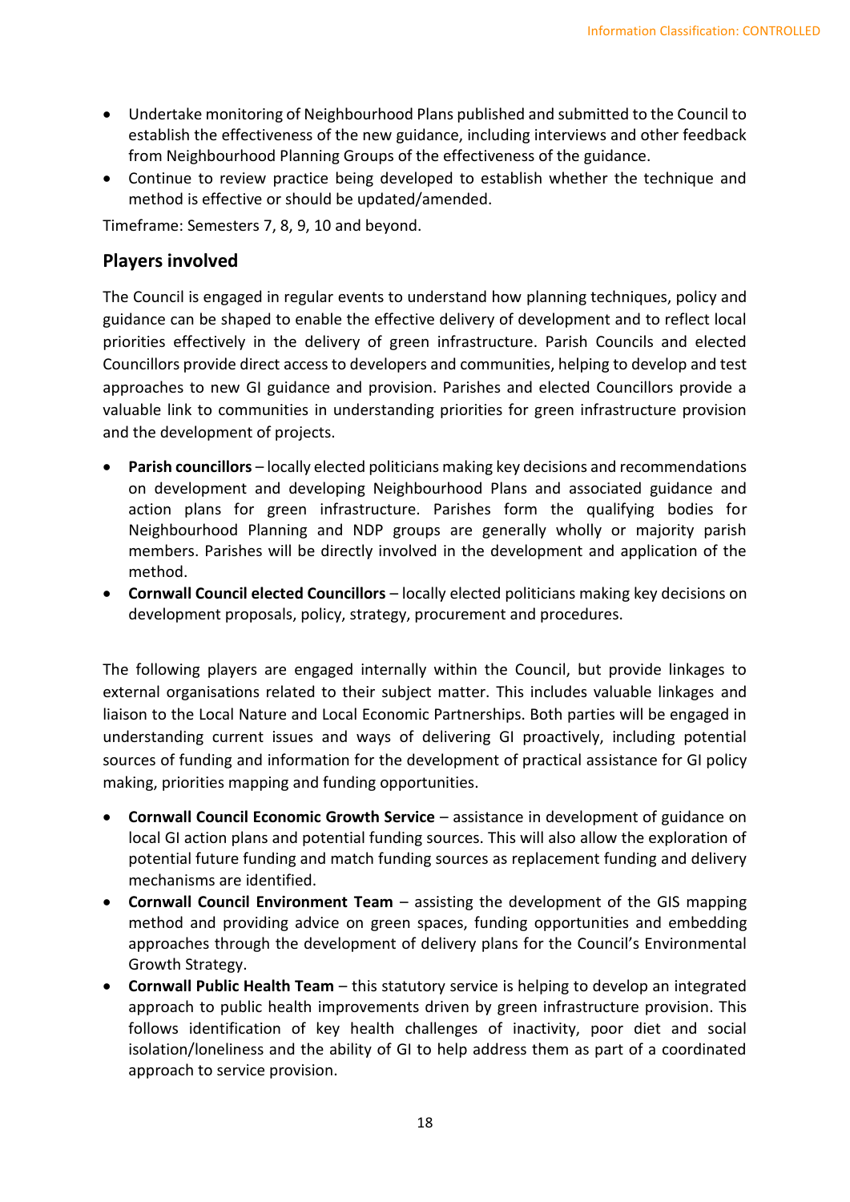- Undertake monitoring of Neighbourhood Plans published and submitted to the Council to establish the effectiveness of the new guidance, including interviews and other feedback from Neighbourhood Planning Groups of the effectiveness of the guidance.
- Continue to review practice being developed to establish whether the technique and method is effective or should be updated/amended.

Timeframe: Semesters 7, 8, 9, 10 and beyond.

## Players involved

The Council is engaged in regular events to understand how planning techniques, policy and guidance can be shaped to enable the effective delivery of development and to reflect local priorities effectively in the delivery of green infrastructure. Parish Councils and elected Councillors provide direct access to developers and communities, helping to develop and test approaches to new GI guidance and provision. Parishes and elected Councillors provide a valuable link to communities in understanding priorities for green infrastructure provision and the development of projects.

- **Parish councillors** – locally elected politicians making key decisions and recommendations on development and developing Neighbourhood Plans and associated guidance and action plans for green infrastructure. Parishes form the qualifying bodies for Neighbourhood Planning and NDP groups are generally wholly or majority parish members. Parishes will be directly involved in the development and application of the method.
- **Cornwall Council elected Councillors** – locally elected politicians making key decisions on development proposals, policy, strategy, procurement and procedures.

The following players are engaged internally within the Council, but provide linkages to external organisations related to their subject matter. This includes valuable linkages and liaison to the Local Nature and Local Economic Partnerships. Both parties will be engaged in understanding current issues and ways of delivering GI proactively, including potential sources of funding and information for the development of practical assistance for GI policy making, priorities mapping and funding opportunities.

- **Cornwall Council Economic Growth Service** – assistance in development of guidance on local GI action plans and potential funding sources. This will also allow the exploration of potential future funding and match funding sources as replacement funding and delivery mechanisms are identified.
- **Cornwall Council Environment Team** – assisting the development of the GIS mapping method and providing advice on green spaces, funding opportunities and embedding approaches through the development of delivery plans for the Council's Environmental Growth Strategy.
- **Cornwall Public Health Team** – this statutory service is helping to develop an integrated approach to public health improvements driven by green infrastructure provision. This follows identification of key health challenges of inactivity, poor diet and social isolation/loneliness and the ability of GI to help address them as part of a coordinated approach to service provision.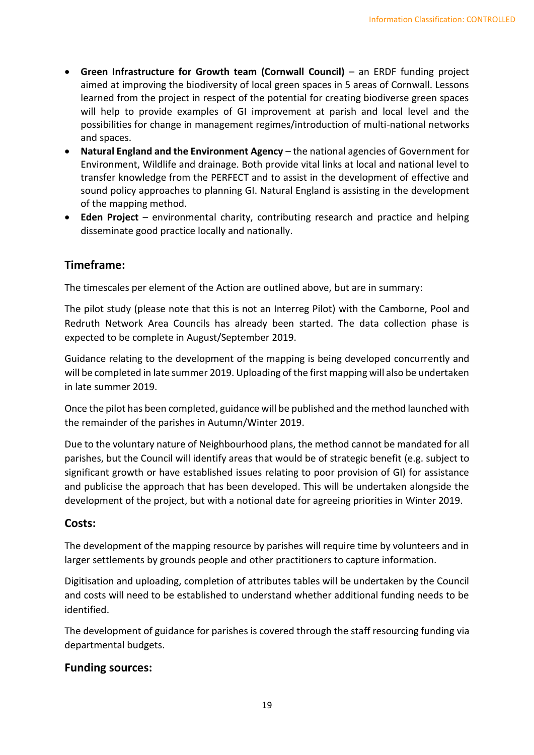- **Green Infrastructure for Growth team (Cornwall Council)** – an ERDF funding project aimed at improving the biodiversity of local green spaces in 5 areas of Cornwall. Lessons learned from the project in respect of the potential for creating biodiverse green spaces will help to provide examples of GI improvement at parish and local level and the possibilities for change in management regimes/introduction of multi-national networks and spaces.
- **Natural England and the Environment Agency** – the national agencies of Government for Environment, Wildlife and drainage. Both provide vital links at local and national level to transfer knowledge from the PERFECT and to assist in the development of effective and sound policy approaches to planning GI. Natural England is assisting in the development of the mapping method.
- **Eden Project** – environmental charity, contributing research and practice and helping disseminate good practice locally and nationally.

## Timeframe:

The timescales per element of the Action are outlined above, but are in summary:

The pilot study (please note that this is not an Interreg Pilot) with the Camborne, Pool and Redruth Network Area Councils has already been started. The data collection phase is expected to be complete in August/September 2019.

Guidance relating to the development of the mapping is being developed concurrently and will be completed in late summer 2019. Uploading of the first mapping will also be undertaken in late summer 2019.

Once the pilot has been completed, guidance will be published and the method launched with the remainder of the parishes in Autumn/Winter 2019.

Due to the voluntary nature of Neighbourhood plans, the method cannot be mandated for all parishes, but the Council will identify areas that would be of strategic benefit (e.g. subject to significant growth or have established issues relating to poor provision of GI) for assistance and publicise the approach that has been developed. This will be undertaken alongside the development of the project, but with a notional date for agreeing priorities in Winter 2019.

## Costs:

The development of the mapping resource by parishes will require time by volunteers and in larger settlements by grounds people and other practitioners to capture information.

Digitisation and uploading, completion of attributes tables will be undertaken by the Council and costs will need to be established to understand whether additional funding needs to be identified.

The development of guidance for parishes is covered through the staff resourcing funding via departmental budgets.

## Funding sources: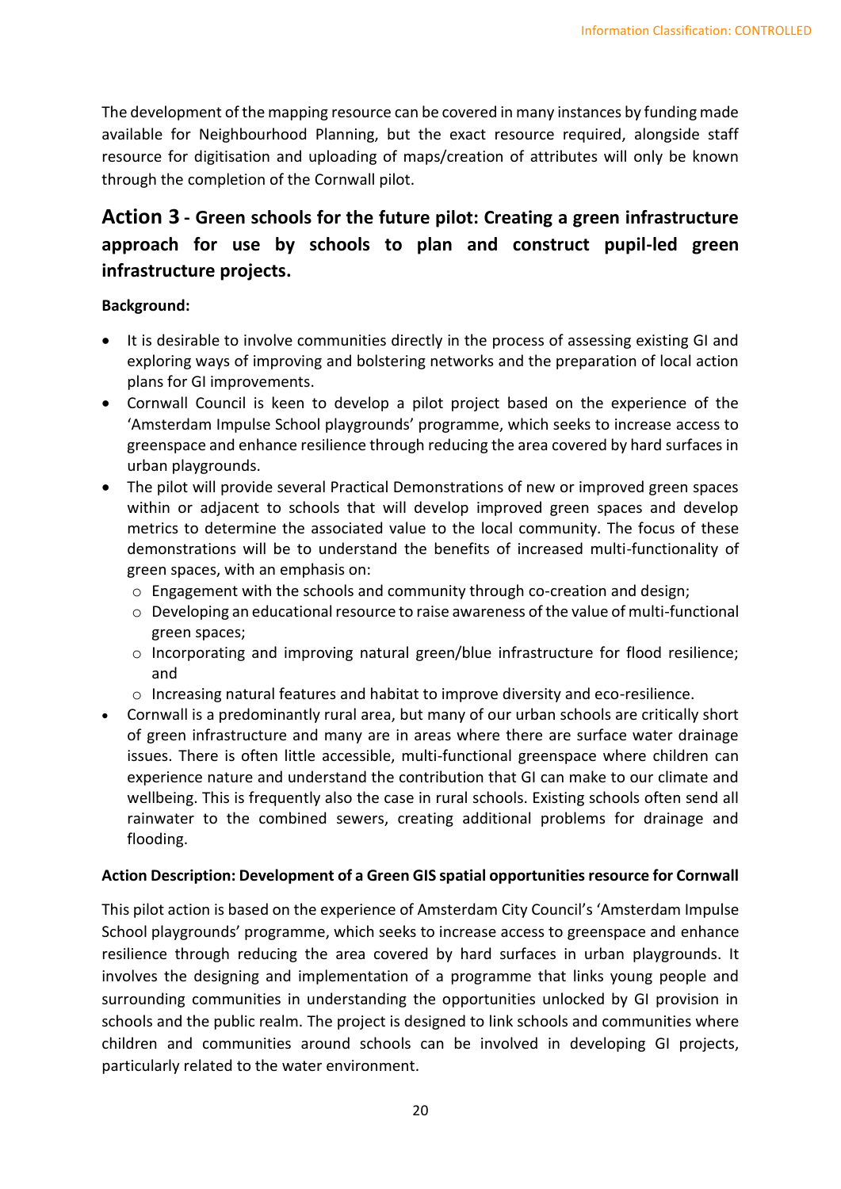The development of the mapping resource can be covered in many instances by funding made available for Neighbourhood Planning, but the exact resource required, alongside staff resource for digitisation and uploading of maps/creation of attributes will only be known through the completion of the Cornwall pilot.

## Action 3 - Green schools for the future pilot: Creating a green infrastructure approach for use by schools to plan and construct pupil-led green infrastructure projects.

**Background:**

- It is desirable to involve communities directly in the process of assessing existing GI and exploring ways of improving and bolstering networks and the preparation of local action plans for GI improvements.
- Cornwall Council is keen to develop a pilot project based on the experience of the 'Amsterdam Impulse School playgrounds' programme, which seeks to increase access to greenspace and enhance resilience through reducing the area covered by hard surfaces in urban playgrounds.
- The pilot will provide several Practical Demonstrations of new or improved green spaces within or adjacent to schools that will develop improved green spaces and develop metrics to determine the associated value to the local community. The focus of these demonstrations will be to understand the benefits of increased multi-functionality of green spaces, with an emphasis on:
  - Engagement with the schools and community through co-creation and design;
  - Developing an educational resource to raise awareness of the value of multi-functional green spaces;
  - Incorporating and improving natural green/blue infrastructure for flood resilience; and
  - Increasing natural features and habitat to improve diversity and eco-resilience.
- Cornwall is a predominantly rural area, but many of our urban schools are critically short of green infrastructure and many are in areas where there are surface water drainage issues. There is often little accessible, multi-functional greenspace where children can experience nature and understand the contribution that GI can make to our climate and wellbeing. This is frequently also the case in rural schools. Existing schools often send all rainwater to the combined sewers, creating additional problems for drainage and flooding.

**Action Description: Development of a Green GIS spatial opportunities resource for Cornwall**

This pilot action is based on the experience of Amsterdam City Council's 'Amsterdam Impulse School playgrounds' programme, which seeks to increase access to greenspace and enhance resilience through reducing the area covered by hard surfaces in urban playgrounds. It involves the designing and implementation of a programme that links young people and surrounding communities in understanding the opportunities unlocked by GI provision in schools and the public realm. The project is designed to link schools and communities where children and communities around schools can be involved in developing GI projects, particularly related to the water environment.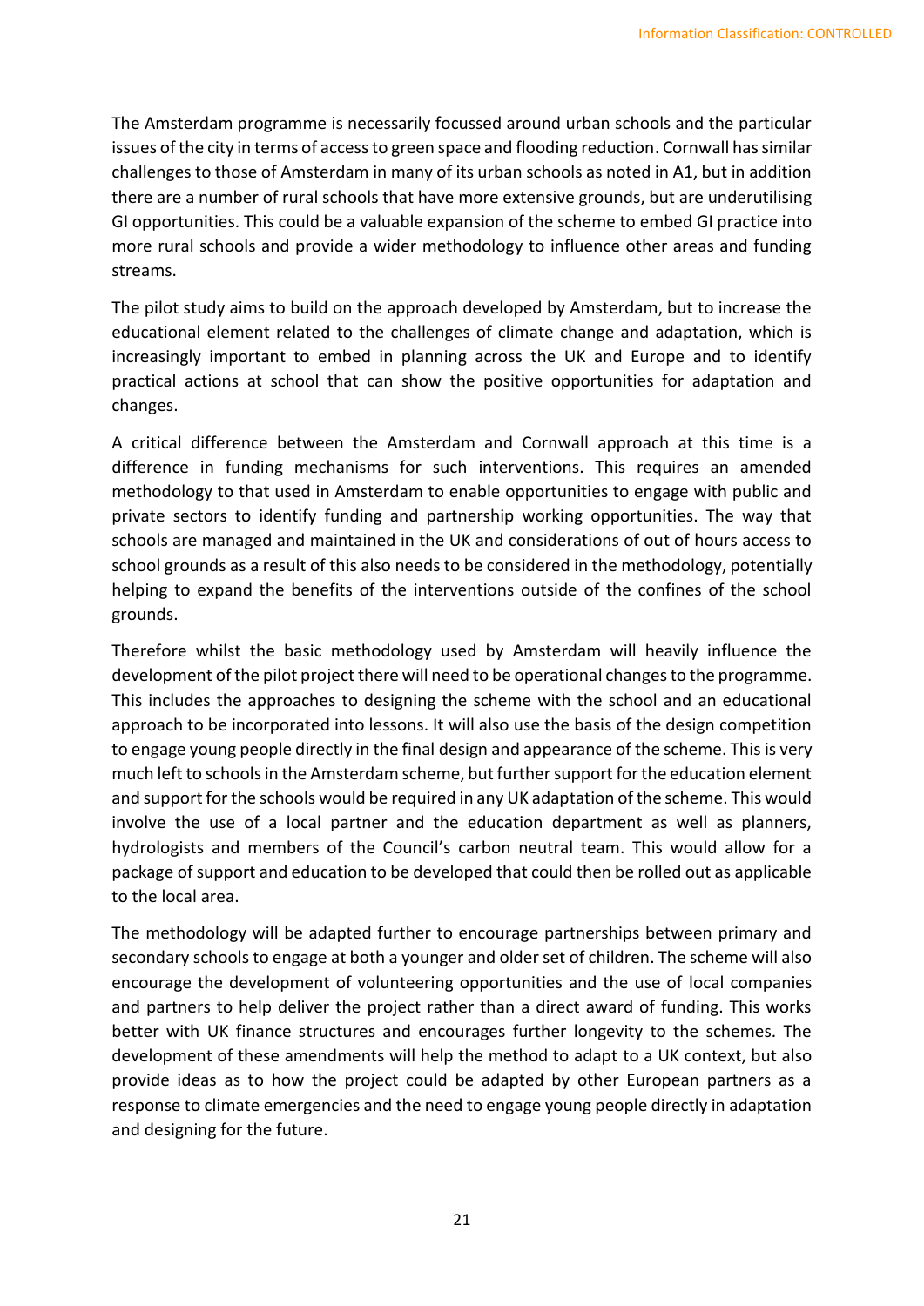The Amsterdam programme is necessarily focussed around urban schools and the particular issues of the city in terms of access to green space and flooding reduction. Cornwall has similar challenges to those of Amsterdam in many of its urban schools as noted in A1, but in addition there are a number of rural schools that have more extensive grounds, but are underutilising GI opportunities. This could be a valuable expansion of the scheme to embed GI practice into more rural schools and provide a wider methodology to influence other areas and funding streams.

The pilot study aims to build on the approach developed by Amsterdam, but to increase the educational element related to the challenges of climate change and adaptation, which is increasingly important to embed in planning across the UK and Europe and to identify practical actions at school that can show the positive opportunities for adaptation and changes.

A critical difference between the Amsterdam and Cornwall approach at this time is a difference in funding mechanisms for such interventions. This requires an amended methodology to that used in Amsterdam to enable opportunities to engage with public and private sectors to identify funding and partnership working opportunities. The way that schools are managed and maintained in the UK and considerations of out of hours access to school grounds as a result of this also needs to be considered in the methodology, potentially helping to expand the benefits of the interventions outside of the confines of the school grounds.

Therefore whilst the basic methodology used by Amsterdam will heavily influence the development of the pilot project there will need to be operational changes to the programme. This includes the approaches to designing the scheme with the school and an educational approach to be incorporated into lessons. It will also use the basis of the design competition to engage young people directly in the final design and appearance of the scheme. This is very much left to schools in the Amsterdam scheme, but further support for the education element and support for the schools would be required in any UK adaptation of the scheme. This would involve the use of a local partner and the education department as well as planners, hydrologists and members of the Council's carbon neutral team. This would allow for a package of support and education to be developed that could then be rolled out as applicable to the local area.

The methodology will be adapted further to encourage partnerships between primary and secondary schools to engage at both a younger and older set of children. The scheme will also encourage the development of volunteering opportunities and the use of local companies and partners to help deliver the project rather than a direct award of funding. This works better with UK finance structures and encourages further longevity to the schemes. The development of these amendments will help the method to adapt to a UK context, but also provide ideas as to how the project could be adapted by other European partners as a response to climate emergencies and the need to engage young people directly in adaptation and designing for the future.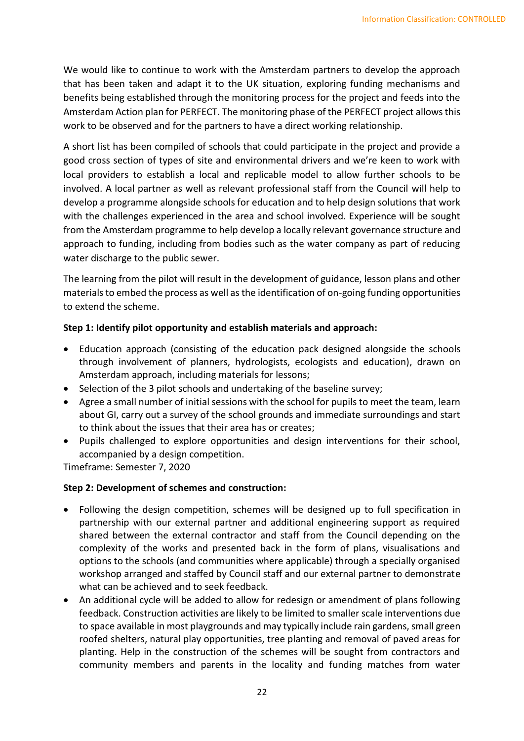We would like to continue to work with the Amsterdam partners to develop the approach that has been taken and adapt it to the UK situation, exploring funding mechanisms and benefits being established through the monitoring process for the project and feeds into the Amsterdam Action plan for PERFECT. The monitoring phase of the PERFECT project allows this work to be observed and for the partners to have a direct working relationship.

A short list has been compiled of schools that could participate in the project and provide a good cross section of types of site and environmental drivers and we're keen to work with local providers to establish a local and replicable model to allow further schools to be involved. A local partner as well as relevant professional staff from the Council will help to develop a programme alongside schools for education and to help design solutions that work with the challenges experienced in the area and school involved. Experience will be sought from the Amsterdam programme to help develop a locally relevant governance structure and approach to funding, including from bodies such as the water company as part of reducing water discharge to the public sewer.

The learning from the pilot will result in the development of guidance, lesson plans and other materials to embed the process as well as the identification of on-going funding opportunities to extend the scheme.

**Step 1: Identify pilot opportunity and establish materials and approach:**

- Education approach (consisting of the education pack designed alongside the schools through involvement of planners, hydrologists, ecologists and education), drawn on Amsterdam approach, including materials for lessons;
- Selection of the 3 pilot schools and undertaking of the baseline survey;
- Agree a small number of initial sessions with the school for pupils to meet the team, learn about GI, carry out a survey of the school grounds and immediate surroundings and start to think about the issues that their area has or creates;
- Pupils challenged to explore opportunities and design interventions for their school, accompanied by a design competition.

Timeframe: Semester 7, 2020

**Step 2: Development of schemes and construction:**

- Following the design competition, schemes will be designed up to full specification in partnership with our external partner and additional engineering support as required shared between the external contractor and staff from the Council depending on the complexity of the works and presented back in the form of plans, visualisations and options to the schools (and communities where applicable) through a specially organised workshop arranged and staffed by Council staff and our external partner to demonstrate what can be achieved and to seek feedback.
- An additional cycle will be added to allow for redesign or amendment of plans following feedback. Construction activities are likely to be limited to smaller scale interventions due to space available in most playgrounds and may typically include rain gardens, small green roofed shelters, natural play opportunities, tree planting and removal of paved areas for planting. Help in the construction of the schemes will be sought from contractors and community members and parents in the locality and funding matches from water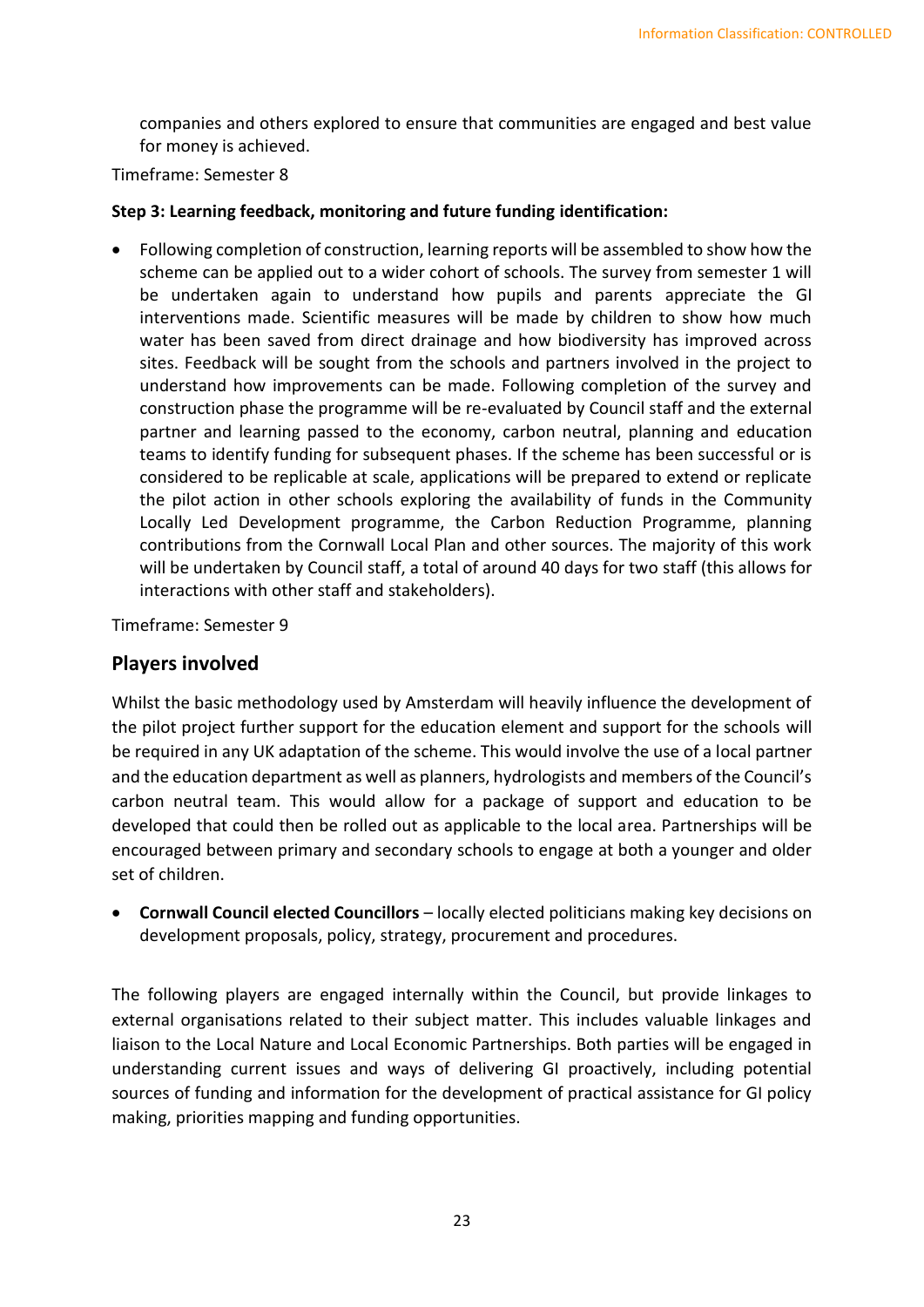companies and others explored to ensure that communities are engaged and best value for money is achieved.

Timeframe: Semester 8

**Step 3: Learning feedback, monitoring and future funding identification:**

- Following completion of construction, learning reports will be assembled to show how the scheme can be applied out to a wider cohort of schools. The survey from semester 1 will be undertaken again to understand how pupils and parents appreciate the GI interventions made. Scientific measures will be made by children to show how much water has been saved from direct drainage and how biodiversity has improved across sites. Feedback will be sought from the schools and partners involved in the project to understand how improvements can be made. Following completion of the survey and construction phase the programme will be re-evaluated by Council staff and the external partner and learning passed to the economy, carbon neutral, planning and education teams to identify funding for subsequent phases. If the scheme has been successful or is considered to be replicable at scale, applications will be prepared to extend or replicate the pilot action in other schools exploring the availability of funds in the Community Locally Led Development programme, the Carbon Reduction Programme, planning contributions from the Cornwall Local Plan and other sources. The majority of this work will be undertaken by Council staff, a total of around 40 days for two staff (this allows for interactions with other staff and stakeholders).

Timeframe: Semester 9

## Players involved

Whilst the basic methodology used by Amsterdam will heavily influence the development of the pilot project further support for the education element and support for the schools will be required in any UK adaptation of the scheme. This would involve the use of a local partner and the education department as well as planners, hydrologists and members of the Council's carbon neutral team. This would allow for a package of support and education to be developed that could then be rolled out as applicable to the local area. Partnerships will be encouraged between primary and secondary schools to engage at both a younger and older set of children.

- **Cornwall Council elected Councillors** – locally elected politicians making key decisions on development proposals, policy, strategy, procurement and procedures.

The following players are engaged internally within the Council, but provide linkages to external organisations related to their subject matter. This includes valuable linkages and liaison to the Local Nature and Local Economic Partnerships. Both parties will be engaged in understanding current issues and ways of delivering GI proactively, including potential sources of funding and information for the development of practical assistance for GI policy making, priorities mapping and funding opportunities.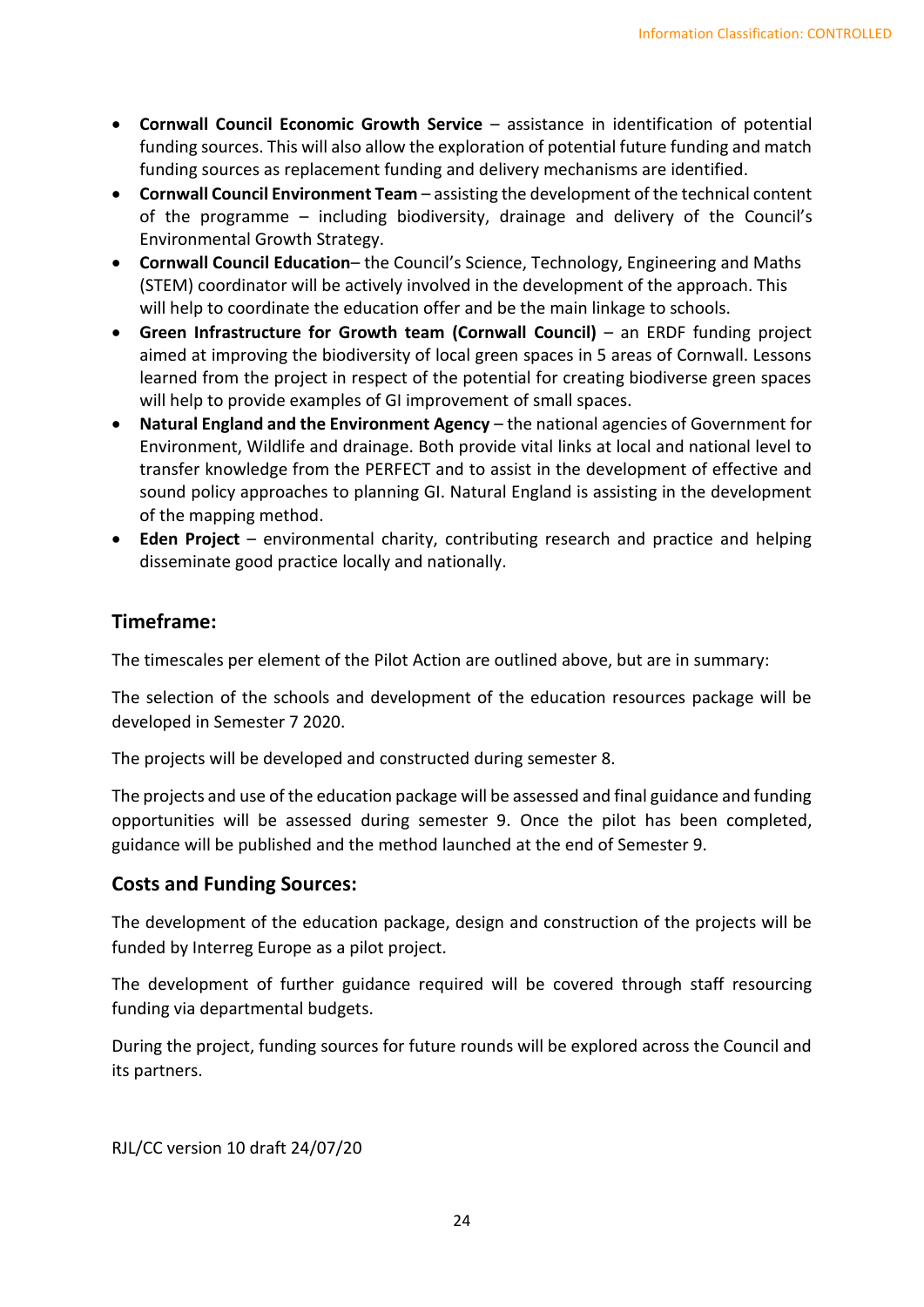- **Cornwall Council Economic Growth Service** – assistance in identification of potential funding sources. This will also allow the exploration of potential future funding and match funding sources as replacement funding and delivery mechanisms are identified.
- **Cornwall Council Environment Team** – assisting the development of the technical content of the programme – including biodiversity, drainage and delivery of the Council's Environmental Growth Strategy.
- **Cornwall Council Education**– the Council's Science, Technology, Engineering and Maths (STEM) coordinator will be actively involved in the development of the approach. This will help to coordinate the education offer and be the main linkage to schools.
- **Green Infrastructure for Growth team (Cornwall Council)** – an ERDF funding project aimed at improving the biodiversity of local green spaces in 5 areas of Cornwall. Lessons learned from the project in respect of the potential for creating biodiverse green spaces will help to provide examples of GI improvement of small spaces.
- **Natural England and the Environment Agency** – the national agencies of Government for Environment, Wildlife and drainage. Both provide vital links at local and national level to transfer knowledge from the PERFECT and to assist in the development of effective and sound policy approaches to planning GI. Natural England is assisting in the development of the mapping method.
- **Eden Project** – environmental charity, contributing research and practice and helping disseminate good practice locally and nationally.

## Timeframe:

The timescales per element of the Pilot Action are outlined above, but are in summary:

The selection of the schools and development of the education resources package will be developed in Semester 7 2020.

The projects will be developed and constructed during semester 8.

The projects and use of the education package will be assessed and final guidance and funding opportunities will be assessed during semester 9. Once the pilot has been completed, guidance will be published and the method launched at the end of Semester 9.

## Costs and Funding Sources:

The development of the education package, design and construction of the projects will be funded by Interreg Europe as a pilot project.

The development of further guidance required will be covered through staff resourcing funding via departmental budgets.

During the project, funding sources for future rounds will be explored across the Council and its partners.

RJL/CC version 10 draft 24/07/20